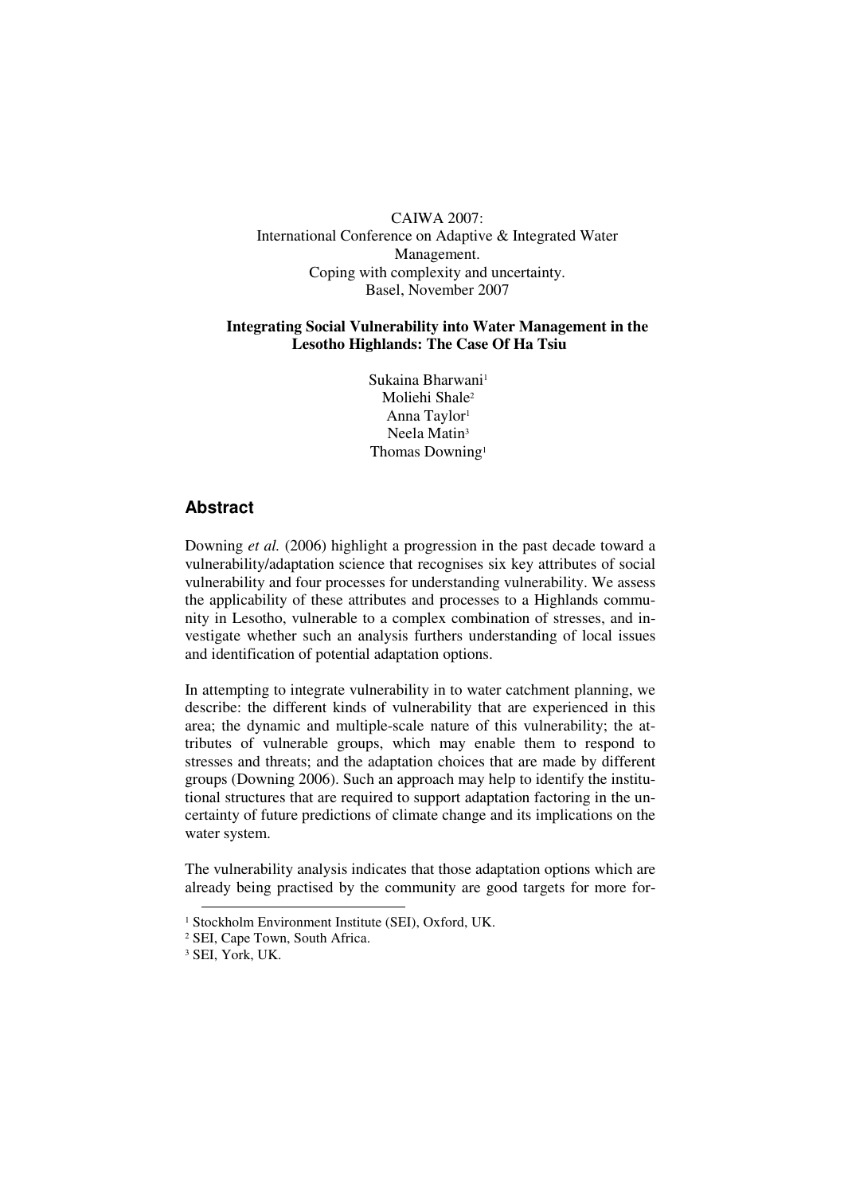CAIWA 2007:
International Conference on Adaptive & Integrated Water Management.
Coping with complexity and uncertainty.
Basel, November 2007

**Integrating Social Vulnerability into Water Management in the Lesotho Highlands: The Case Of Ha Tsiu**

Sukaina Bharwani[1]
Moliehi Shale[2]
Anna Taylor[1]
Neela Matin[3]
Thomas Downing[1]

## Abstract

Downing *et al.* (2006) highlight a progression in the past decade toward a vulnerability/adaptation science that recognises six key attributes of social vulnerability and four processes for understanding vulnerability. We assess the applicability of these attributes and processes to a Highlands community in Lesotho, vulnerable to a complex combination of stresses, and investigate whether such an analysis furthers understanding of local issues and identification of potential adaptation options.

In attempting to integrate vulnerability in to water catchment planning, we describe: the different kinds of vulnerability that are experienced in this area; the dynamic and multiple-scale nature of this vulnerability; the attributes of vulnerable groups, which may enable them to respond to stresses and threats; and the adaptation choices that are made by different groups (Downing 2006). Such an approach may help to identify the institutional structures that are required to support adaptation factoring in the uncertainty of future predictions of climate change and its implications on the water system.

The vulnerability analysis indicates that those adaptation options which are already being practised by the community are good targets for more for-

[1] Stockholm Environment Institute (SEI), Oxford, UK.
[2] SEI, Cape Town, South Africa.
[3] SEI, York, UK.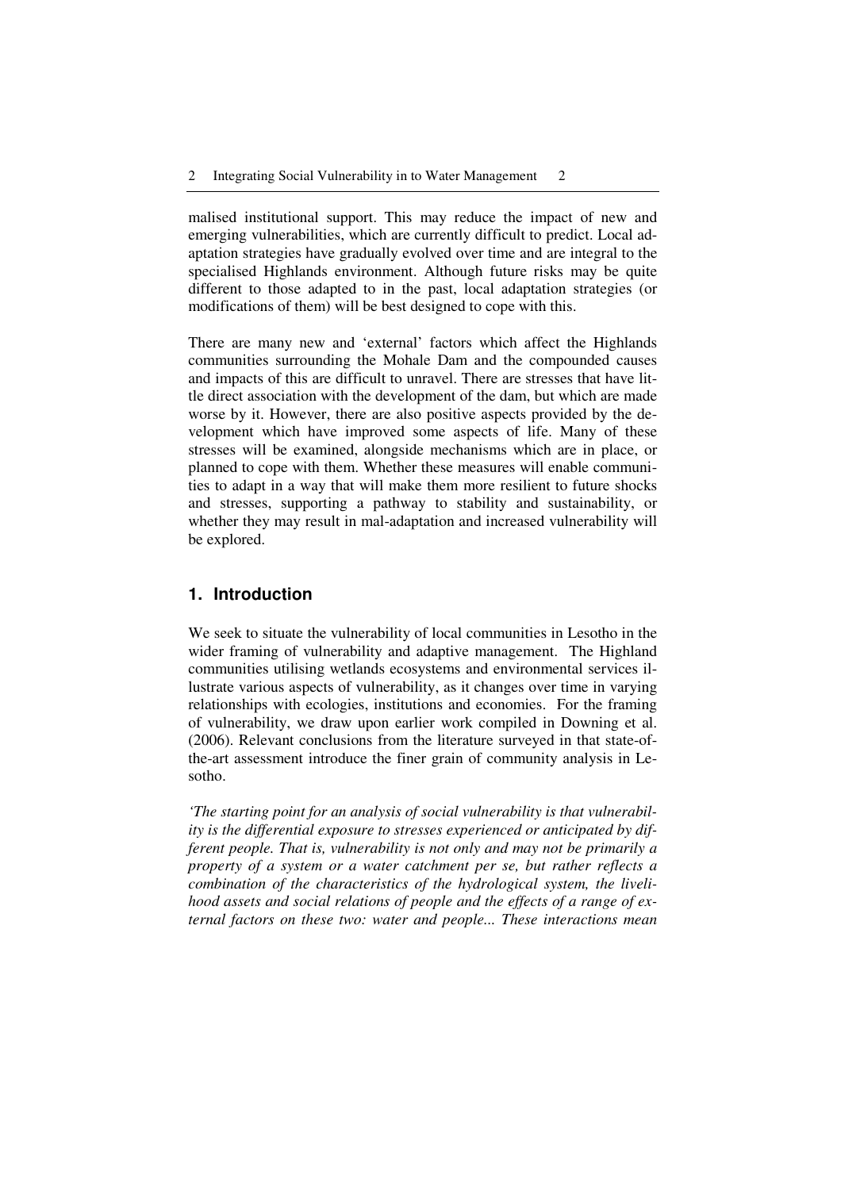malised institutional support. This may reduce the impact of new and emerging vulnerabilities, which are currently difficult to predict. Local adaptation strategies have gradually evolved over time and are integral to the specialised Highlands environment. Although future risks may be quite different to those adapted to in the past, local adaptation strategies (or modifications of them) will be best designed to cope with this.

There are many new and 'external' factors which affect the Highlands communities surrounding the Mohale Dam and the compounded causes and impacts of this are difficult to unravel. There are stresses that have little direct association with the development of the dam, but which are made worse by it. However, there are also positive aspects provided by the development which have improved some aspects of life. Many of these stresses will be examined, alongside mechanisms which are in place, or planned to cope with them. Whether these measures will enable communities to adapt in a way that will make them more resilient to future shocks and stresses, supporting a pathway to stability and sustainability, or whether they may result in mal-adaptation and increased vulnerability will be explored.

## 1. Introduction

We seek to situate the vulnerability of local communities in Lesotho in the wider framing of vulnerability and adaptive management. The Highland communities utilising wetlands ecosystems and environmental services illustrate various aspects of vulnerability, as it changes over time in varying relationships with ecologies, institutions and economies. For the framing of vulnerability, we draw upon earlier work compiled in Downing et al. (2006). Relevant conclusions from the literature surveyed in that state-of-the-art assessment introduce the finer grain of community analysis in Lesotho.

*'The starting point for an analysis of social vulnerability is that vulnerability is the differential exposure to stresses experienced or anticipated by different people. That is, vulnerability is not only and may not be primarily a property of a system or a water catchment per se, but rather reflects a combination of the characteristics of the hydrological system, the livelihood assets and social relations of people and the effects of a range of external factors on these two: water and people... These interactions mean*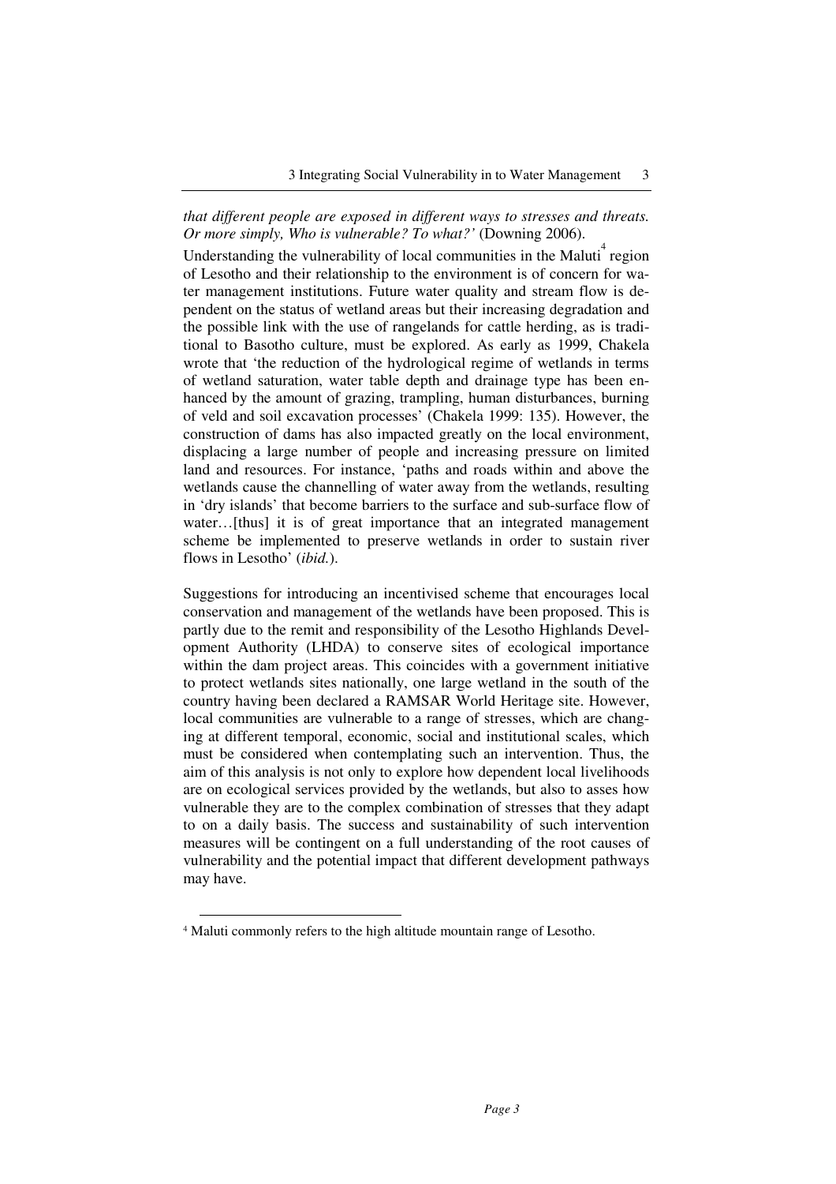*that different people are exposed in different ways to stresses and threats. Or more simply, Who is vulnerable? To what?'* (Downing 2006).

Understanding the vulnerability of local communities in the Maluti[4] region of Lesotho and their relationship to the environment is of concern for water management institutions. Future water quality and stream flow is dependent on the status of wetland areas but their increasing degradation and the possible link with the use of rangelands for cattle herding, as is traditional to Basotho culture, must be explored. As early as 1999, Chakela wrote that 'the reduction of the hydrological regime of wetlands in terms of wetland saturation, water table depth and drainage type has been enhanced by the amount of grazing, trampling, human disturbances, burning of veld and soil excavation processes' (Chakela 1999: 135). However, the construction of dams has also impacted greatly on the local environment, displacing a large number of people and increasing pressure on limited land and resources. For instance, 'paths and roads within and above the wetlands cause the channelling of water away from the wetlands, resulting in 'dry islands' that become barriers to the surface and sub-surface flow of water…[thus] it is of great importance that an integrated management scheme be implemented to preserve wetlands in order to sustain river flows in Lesotho' (*ibid.*).

Suggestions for introducing an incentivised scheme that encourages local conservation and management of the wetlands have been proposed. This is partly due to the remit and responsibility of the Lesotho Highlands Development Authority (LHDA) to conserve sites of ecological importance within the dam project areas. This coincides with a government initiative to protect wetlands sites nationally, one large wetland in the south of the country having been declared a RAMSAR World Heritage site. However, local communities are vulnerable to a range of stresses, which are changing at different temporal, economic, social and institutional scales, which must be considered when contemplating such an intervention. Thus, the aim of this analysis is not only to explore how dependent local livelihoods are on ecological services provided by the wetlands, but also to asses how vulnerable they are to the complex combination of stresses that they adapt to on a daily basis. The success and sustainability of such intervention measures will be contingent on a full understanding of the root causes of vulnerability and the potential impact that different development pathways may have.

---

[4] Maluti commonly refers to the high altitude mountain range of Lesotho.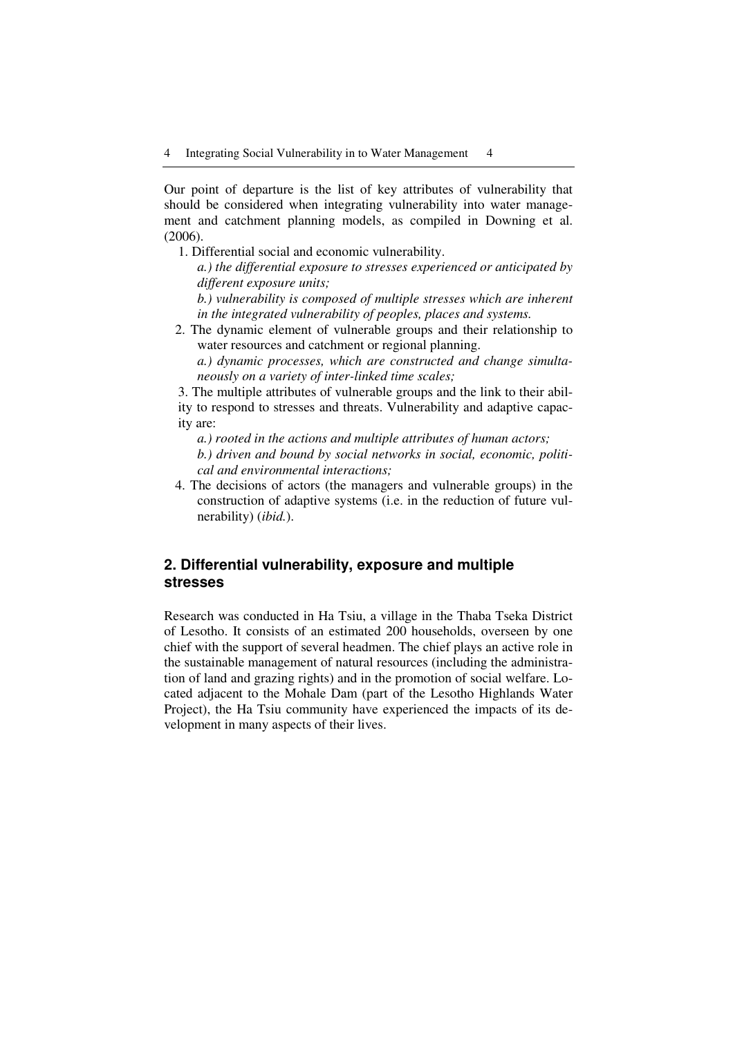Our point of departure is the list of key attributes of vulnerability that should be considered when integrating vulnerability into water management and catchment planning models, as compiled in Downing et al. (2006).

1. Differential social and economic vulnerability.

   *a.) the differential exposure to stresses experienced or anticipated by different exposure units;*

   *b.) vulnerability is composed of multiple stresses which are inherent in the integrated vulnerability of peoples, places and systems.*

2. The dynamic element of vulnerable groups and their relationship to water resources and catchment or regional planning.

   *a.) dynamic processes, which are constructed and change simultaneously on a variety of inter-linked time scales;*

3. The multiple attributes of vulnerable groups and the link to their ability to respond to stresses and threats. Vulnerability and adaptive capacity are:

   *a.) rooted in the actions and multiple attributes of human actors;*

   *b.) driven and bound by social networks in social, economic, political and environmental interactions;*

4. The decisions of actors (the managers and vulnerable groups) in the construction of adaptive systems (i.e. in the reduction of future vulnerability) (*ibid.*).

## 2. Differential vulnerability, exposure and multiple stresses

Research was conducted in Ha Tsiu, a village in the Thaba Tseka District of Lesotho. It consists of an estimated 200 households, overseen by one chief with the support of several headmen. The chief plays an active role in the sustainable management of natural resources (including the administration of land and grazing rights) and in the promotion of social welfare. Located adjacent to the Mohale Dam (part of the Lesotho Highlands Water Project), the Ha Tsiu community have experienced the impacts of its development in many aspects of their lives.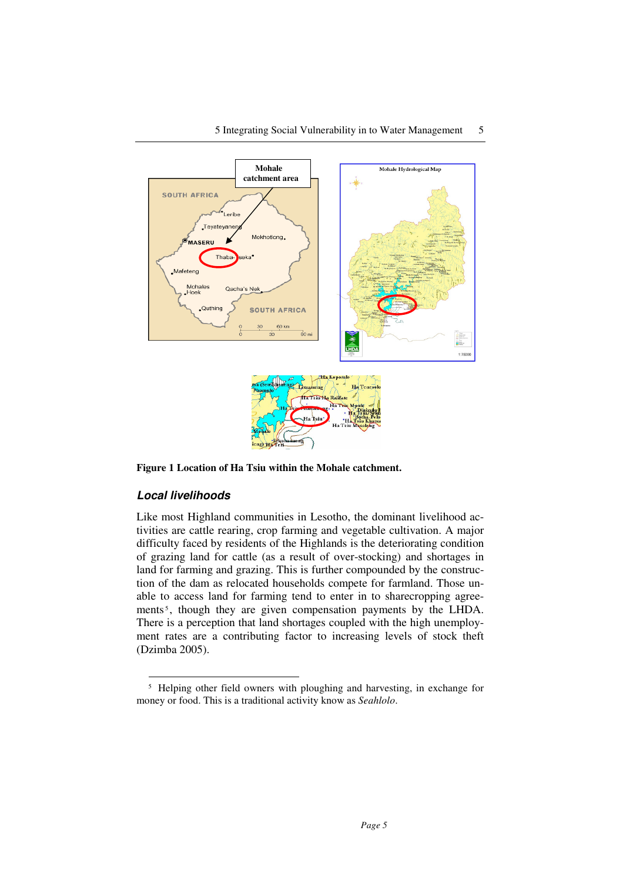**Figure 1 Location of Ha Tsiu within the Mohale catchment.**

### *Local livelihoods*

Like most Highland communities in Lesotho, the dominant livelihood activities are cattle rearing, crop farming and vegetable cultivation. A major difficulty faced by residents of the Highlands is the deteriorating condition of grazing land for cattle (as a result of over-stocking) and shortages in land for farming and grazing. This is further compounded by the construction of the dam as relocated households compete for farmland. Those unable to access land for farming tend to enter in to sharecropping agreements[5], though they are given compensation payments by the LHDA. There is a perception that land shortages coupled with the high unemployment rates are a contributing factor to increasing levels of stock theft (Dzimba 2005).

---

[5] Helping other field owners with ploughing and harvesting, in exchange for money or food. This is a traditional activity know as *Seahlolo*.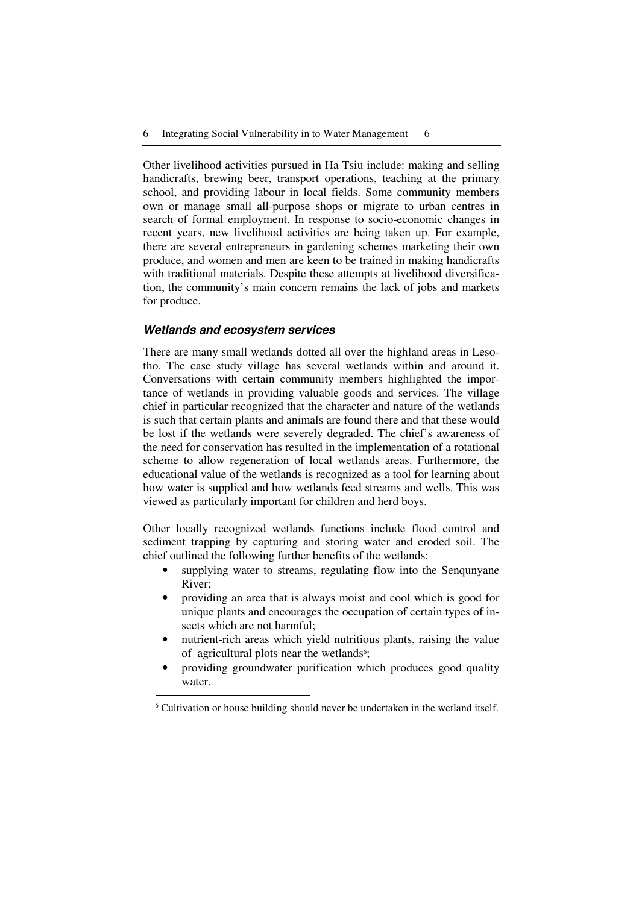Other livelihood activities pursued in Ha Tsiu include: making and selling handicrafts, brewing beer, transport operations, teaching at the primary school, and providing labour in local fields. Some community members own or manage small all-purpose shops or migrate to urban centres in search of formal employment. In response to socio-economic changes in recent years, new livelihood activities are being taken up. For example, there are several entrepreneurs in gardening schemes marketing their own produce, and women and men are keen to be trained in making handicrafts with traditional materials. Despite these attempts at livelihood diversification, the community's main concern remains the lack of jobs and markets for produce.

### *Wetlands and ecosystem services*

There are many small wetlands dotted all over the highland areas in Lesotho. The case study village has several wetlands within and around it. Conversations with certain community members highlighted the importance of wetlands in providing valuable goods and services. The village chief in particular recognized that the character and nature of the wetlands is such that certain plants and animals are found there and that these would be lost if the wetlands were severely degraded. The chief's awareness of the need for conservation has resulted in the implementation of a rotational scheme to allow regeneration of local wetlands areas. Furthermore, the educational value of the wetlands is recognized as a tool for learning about how water is supplied and how wetlands feed streams and wells. This was viewed as particularly important for children and herd boys.

Other locally recognized wetlands functions include flood control and sediment trapping by capturing and storing water and eroded soil. The chief outlined the following further benefits of the wetlands:

- supplying water to streams, regulating flow into the Senqunyane River;
- providing an area that is always moist and cool which is good for unique plants and encourages the occupation of certain types of insects which are not harmful;
- nutrient-rich areas which yield nutritious plants, raising the value of agricultural plots near the wetlands[6];
- providing groundwater purification which produces good quality water.

[6] Cultivation or house building should never be undertaken in the wetland itself.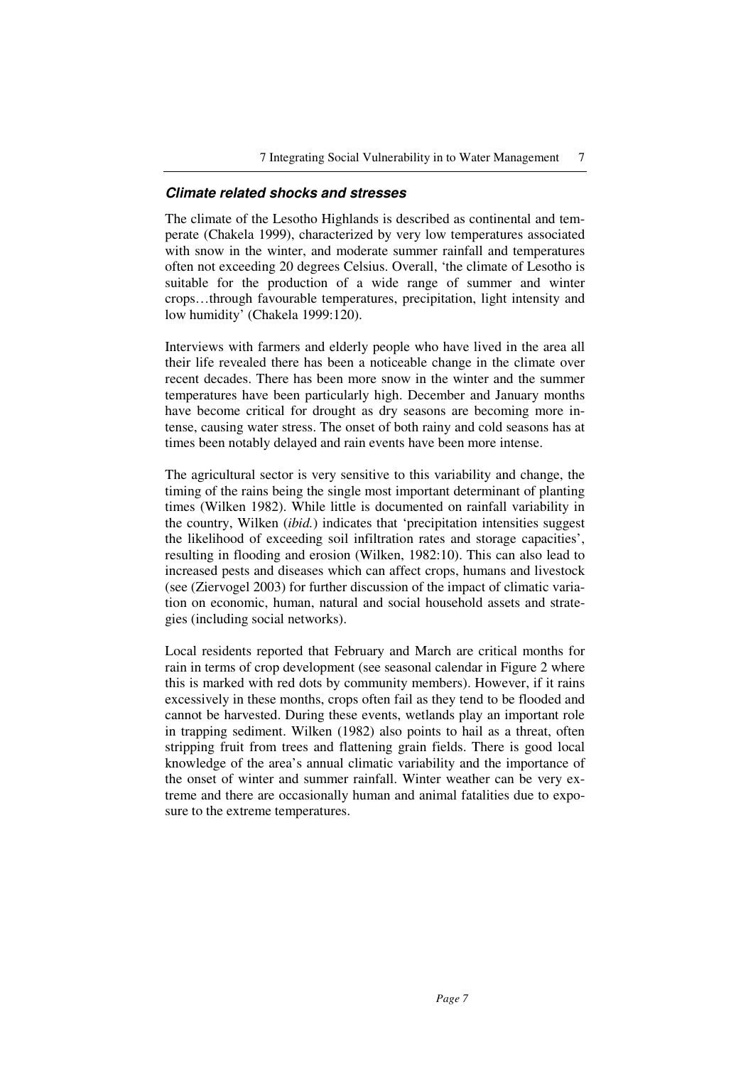### *Climate related shocks and stresses*

The climate of the Lesotho Highlands is described as continental and temperate (Chakela 1999), characterized by very low temperatures associated with snow in the winter, and moderate summer rainfall and temperatures often not exceeding 20 degrees Celsius. Overall, 'the climate of Lesotho is suitable for the production of a wide range of summer and winter crops…through favourable temperatures, precipitation, light intensity and low humidity' (Chakela 1999:120).

Interviews with farmers and elderly people who have lived in the area all their life revealed there has been a noticeable change in the climate over recent decades. There has been more snow in the winter and the summer temperatures have been particularly high. December and January months have become critical for drought as dry seasons are becoming more intense, causing water stress. The onset of both rainy and cold seasons has at times been notably delayed and rain events have been more intense.

The agricultural sector is very sensitive to this variability and change, the timing of the rains being the single most important determinant of planting times (Wilken 1982). While little is documented on rainfall variability in the country, Wilken (*ibid.*) indicates that 'precipitation intensities suggest the likelihood of exceeding soil infiltration rates and storage capacities', resulting in flooding and erosion (Wilken, 1982:10). This can also lead to increased pests and diseases which can affect crops, humans and livestock (see (Ziervogel 2003) for further discussion of the impact of climatic variation on economic, human, natural and social household assets and strategies (including social networks).

Local residents reported that February and March are critical months for rain in terms of crop development (see seasonal calendar in Figure 2 where this is marked with red dots by community members). However, if it rains excessively in these months, crops often fail as they tend to be flooded and cannot be harvested. During these events, wetlands play an important role in trapping sediment. Wilken (1982) also points to hail as a threat, often stripping fruit from trees and flattening grain fields. There is good local knowledge of the area's annual climatic variability and the importance of the onset of winter and summer rainfall. Winter weather can be very extreme and there are occasionally human and animal fatalities due to exposure to the extreme temperatures.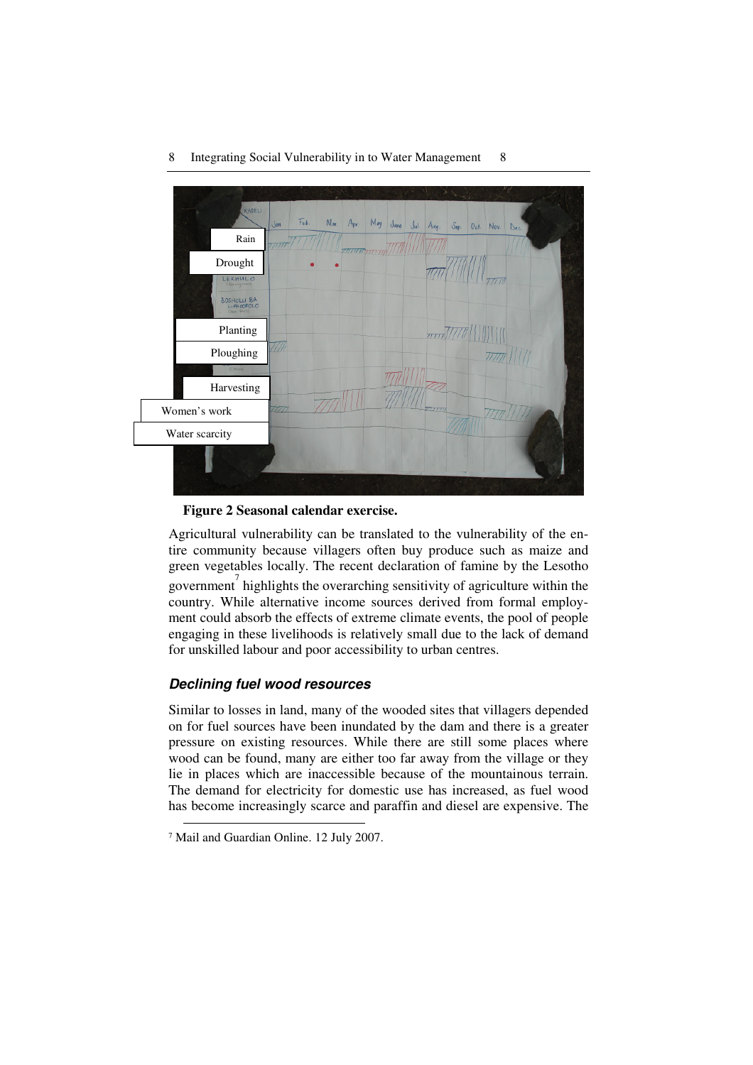Rain

Drought

Planting

Ploughing

Harvesting

Women's work

Water scarcity

**Figure 2 Seasonal calendar exercise.**

Agricultural vulnerability can be translated to the vulnerability of the entire community because villagers often buy produce such as maize and green vegetables locally. The recent declaration of famine by the Lesotho government[7] highlights the overarching sensitivity of agriculture within the country. While alternative income sources derived from formal employment could absorb the effects of extreme climate events, the pool of people engaging in these livelihoods is relatively small due to the lack of demand for unskilled labour and poor accessibility to urban centres.

### *Declining fuel wood resources*

Similar to losses in land, many of the wooded sites that villagers depended on for fuel sources have been inundated by the dam and there is a greater pressure on existing resources. While there are still some places where wood can be found, many are either too far away from the village or they lie in places which are inaccessible because of the mountainous terrain. The demand for electricity for domestic use has increased, as fuel wood has become increasingly scarce and paraffin and diesel are expensive. The

[7] Mail and Guardian Online. 12 July 2007.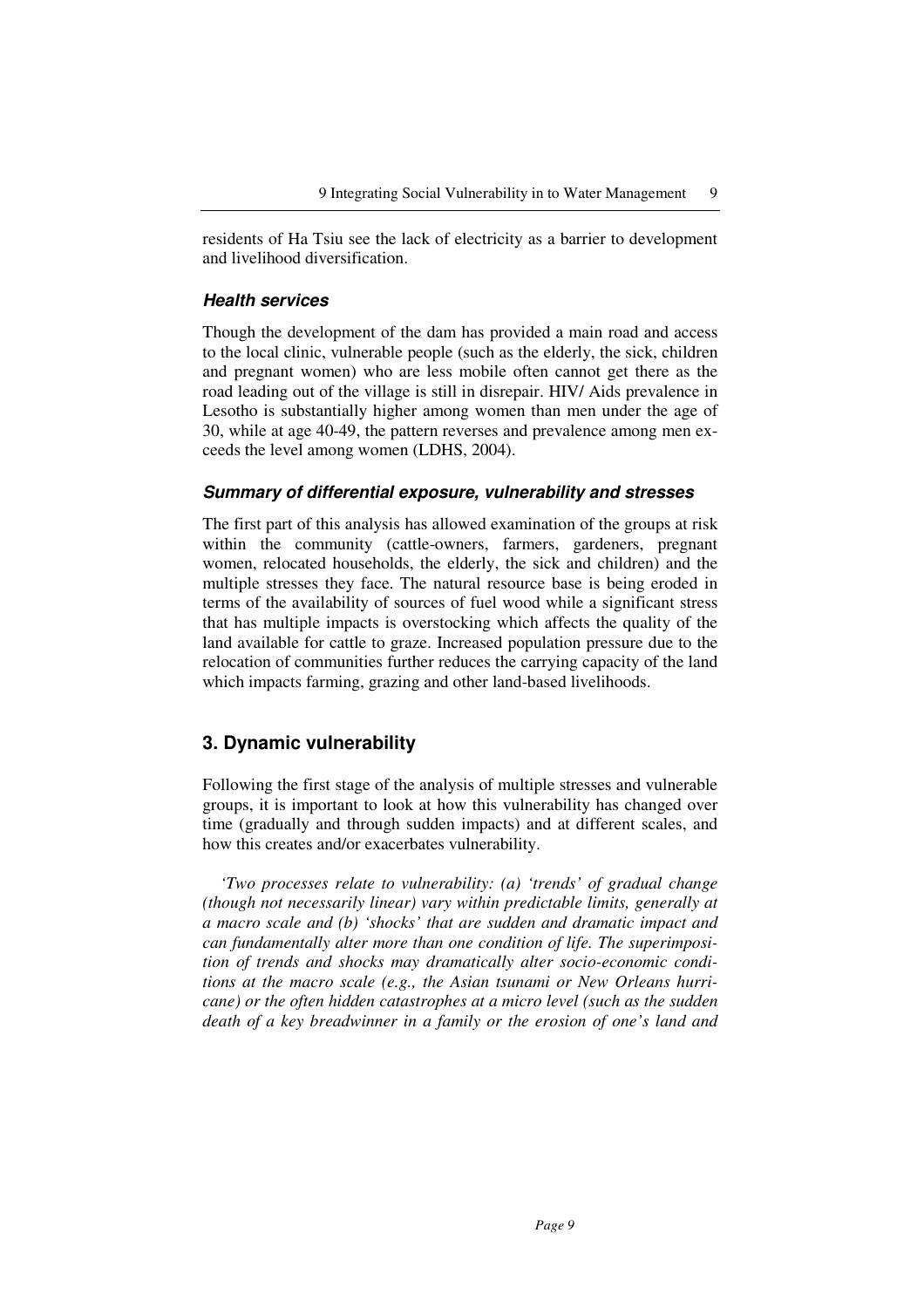residents of Ha Tsiu see the lack of electricity as a barrier to development and livelihood diversification.

### *Health services*

Though the development of the dam has provided a main road and access to the local clinic, vulnerable people (such as the elderly, the sick, children and pregnant women) who are less mobile often cannot get there as the road leading out of the village is still in disrepair. HIV/ Aids prevalence in Lesotho is substantially higher among women than men under the age of 30, while at age 40-49, the pattern reverses and prevalence among men exceeds the level among women (LDHS, 2004).

### *Summary of differential exposure, vulnerability and stresses*

The first part of this analysis has allowed examination of the groups at risk within the community (cattle-owners, farmers, gardeners, pregnant women, relocated households, the elderly, the sick and children) and the multiple stresses they face. The natural resource base is being eroded in terms of the availability of sources of fuel wood while a significant stress that has multiple impacts is overstocking which affects the quality of the land available for cattle to graze. Increased population pressure due to the relocation of communities further reduces the carrying capacity of the land which impacts farming, grazing and other land-based livelihoods.

## 3. Dynamic vulnerability

Following the first stage of the analysis of multiple stresses and vulnerable groups, it is important to look at how this vulnerability has changed over time (gradually and through sudden impacts) and at different scales, and how this creates and/or exacerbates vulnerability.

*'Two processes relate to vulnerability: (a) 'trends' of gradual change (though not necessarily linear) vary within predictable limits, generally at a macro scale and (b) 'shocks' that are sudden and dramatic impact and can fundamentally alter more than one condition of life. The superimposition of trends and shocks may dramatically alter socio-economic conditions at the macro scale (e.g., the Asian tsunami or New Orleans hurricane) or the often hidden catastrophes at a micro level (such as the sudden death of a key breadwinner in a family or the erosion of one's land and*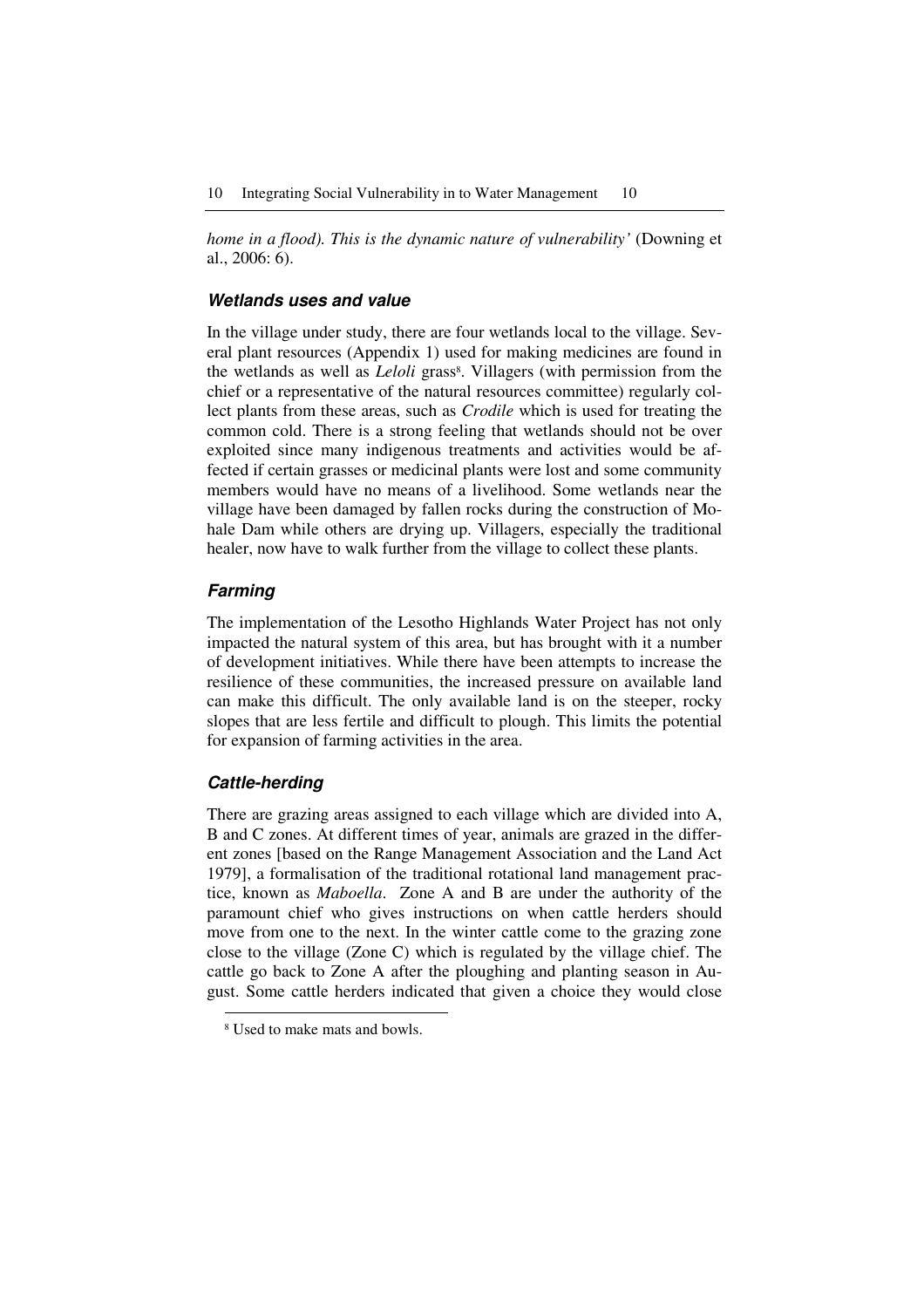*home in a flood). This is the dynamic nature of vulnerability'* (Downing et al., 2006: 6).

### *Wetlands uses and value*

In the village under study, there are four wetlands local to the village. Several plant resources (Appendix 1) used for making medicines are found in the wetlands as well as *Leloli* grass[8]. Villagers (with permission from the chief or a representative of the natural resources committee) regularly collect plants from these areas, such as *Crodile* which is used for treating the common cold. There is a strong feeling that wetlands should not be over exploited since many indigenous treatments and activities would be affected if certain grasses or medicinal plants were lost and some community members would have no means of a livelihood. Some wetlands near the village have been damaged by fallen rocks during the construction of Mohale Dam while others are drying up. Villagers, especially the traditional healer, now have to walk further from the village to collect these plants.

### *Farming*

The implementation of the Lesotho Highlands Water Project has not only impacted the natural system of this area, but has brought with it a number of development initiatives. While there have been attempts to increase the resilience of these communities, the increased pressure on available land can make this difficult. The only available land is on the steeper, rocky slopes that are less fertile and difficult to plough. This limits the potential for expansion of farming activities in the area.

### *Cattle-herding*

There are grazing areas assigned to each village which are divided into A, B and C zones. At different times of year, animals are grazed in the different zones [based on the Range Management Association and the Land Act 1979], a formalisation of the traditional rotational land management practice, known as *Maboella*. Zone A and B are under the authority of the paramount chief who gives instructions on when cattle herders should move from one to the next. In the winter cattle come to the grazing zone close to the village (Zone C) which is regulated by the village chief. The cattle go back to Zone A after the ploughing and planting season in August. Some cattle herders indicated that given a choice they would close

[8] Used to make mats and bowls.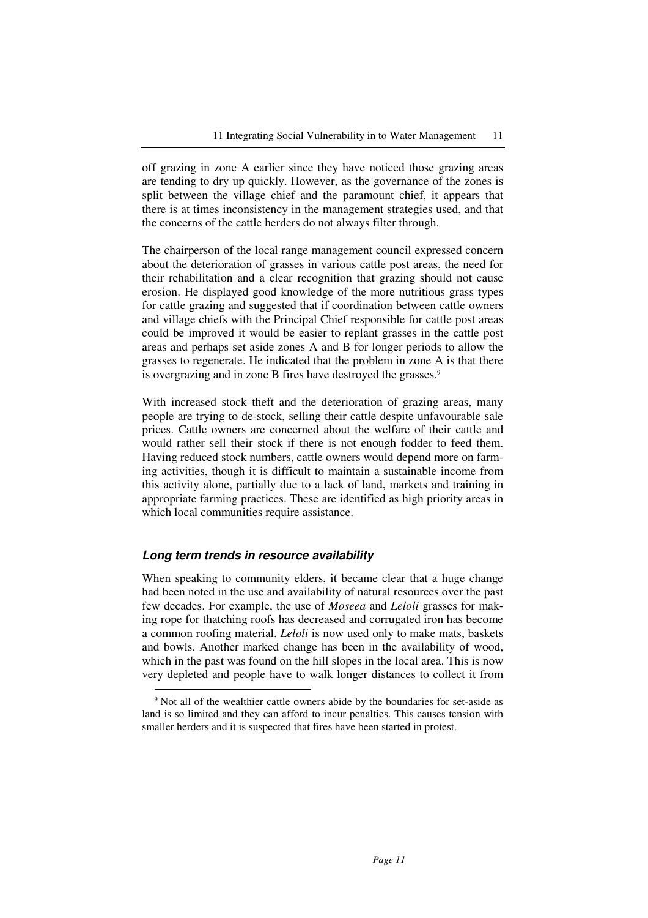off grazing in zone A earlier since they have noticed those grazing areas are tending to dry up quickly. However, as the governance of the zones is split between the village chief and the paramount chief, it appears that there is at times inconsistency in the management strategies used, and that the concerns of the cattle herders do not always filter through.

The chairperson of the local range management council expressed concern about the deterioration of grasses in various cattle post areas, the need for their rehabilitation and a clear recognition that grazing should not cause erosion. He displayed good knowledge of the more nutritious grass types for cattle grazing and suggested that if coordination between cattle owners and village chiefs with the Principal Chief responsible for cattle post areas could be improved it would be easier to replant grasses in the cattle post areas and perhaps set aside zones A and B for longer periods to allow the grasses to regenerate. He indicated that the problem in zone A is that there is overgrazing and in zone B fires have destroyed the grasses.[9]

With increased stock theft and the deterioration of grazing areas, many people are trying to de-stock, selling their cattle despite unfavourable sale prices. Cattle owners are concerned about the welfare of their cattle and would rather sell their stock if there is not enough fodder to feed them. Having reduced stock numbers, cattle owners would depend more on farming activities, though it is difficult to maintain a sustainable income from this activity alone, partially due to a lack of land, markets and training in appropriate farming practices. These are identified as high priority areas in which local communities require assistance.

### *Long term trends in resource availability*

When speaking to community elders, it became clear that a huge change had been noted in the use and availability of natural resources over the past few decades. For example, the use of *Moseea* and *Leloli* grasses for making rope for thatching roofs has decreased and corrugated iron has become a common roofing material. *Leloli* is now used only to make mats, baskets and bowls. Another marked change has been in the availability of wood, which in the past was found on the hill slopes in the local area. This is now very depleted and people have to walk longer distances to collect it from

---

[9] Not all of the wealthier cattle owners abide by the boundaries for set-aside as land is so limited and they can afford to incur penalties. This causes tension with smaller herders and it is suspected that fires have been started in protest.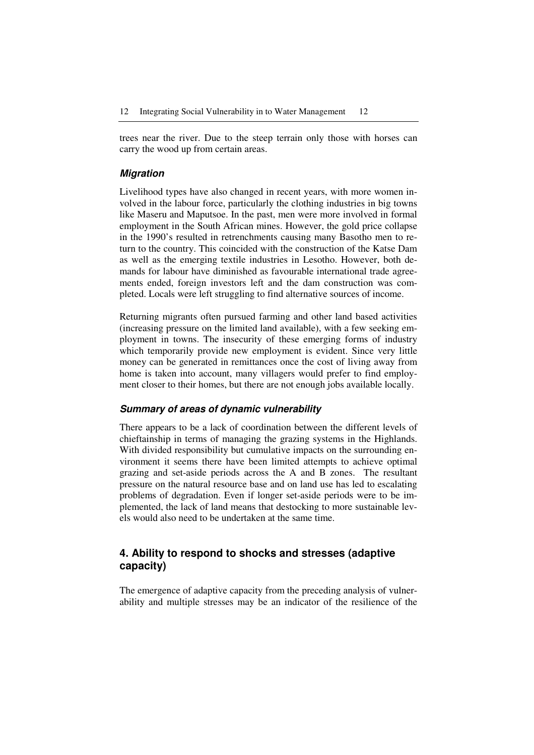trees near the river. Due to the steep terrain only those with horses can carry the wood up from certain areas.

### *Migration*

Livelihood types have also changed in recent years, with more women involved in the labour force, particularly the clothing industries in big towns like Maseru and Maputsoe. In the past, men were more involved in formal employment in the South African mines. However, the gold price collapse in the 1990's resulted in retrenchments causing many Basotho men to return to the country. This coincided with the construction of the Katse Dam as well as the emerging textile industries in Lesotho. However, both demands for labour have diminished as favourable international trade agreements ended, foreign investors left and the dam construction was completed. Locals were left struggling to find alternative sources of income.

Returning migrants often pursued farming and other land based activities (increasing pressure on the limited land available), with a few seeking employment in towns. The insecurity of these emerging forms of industry which temporarily provide new employment is evident. Since very little money can be generated in remittances once the cost of living away from home is taken into account, many villagers would prefer to find employment closer to their homes, but there are not enough jobs available locally.

### *Summary of areas of dynamic vulnerability*

There appears to be a lack of coordination between the different levels of chieftainship in terms of managing the grazing systems in the Highlands. With divided responsibility but cumulative impacts on the surrounding environment it seems there have been limited attempts to achieve optimal grazing and set-aside periods across the A and B zones. The resultant pressure on the natural resource base and on land use has led to escalating problems of degradation. Even if longer set-aside periods were to be implemented, the lack of land means that destocking to more sustainable levels would also need to be undertaken at the same time.

## 4. Ability to respond to shocks and stresses (adaptive capacity)

The emergence of adaptive capacity from the preceding analysis of vulnerability and multiple stresses may be an indicator of the resilience of the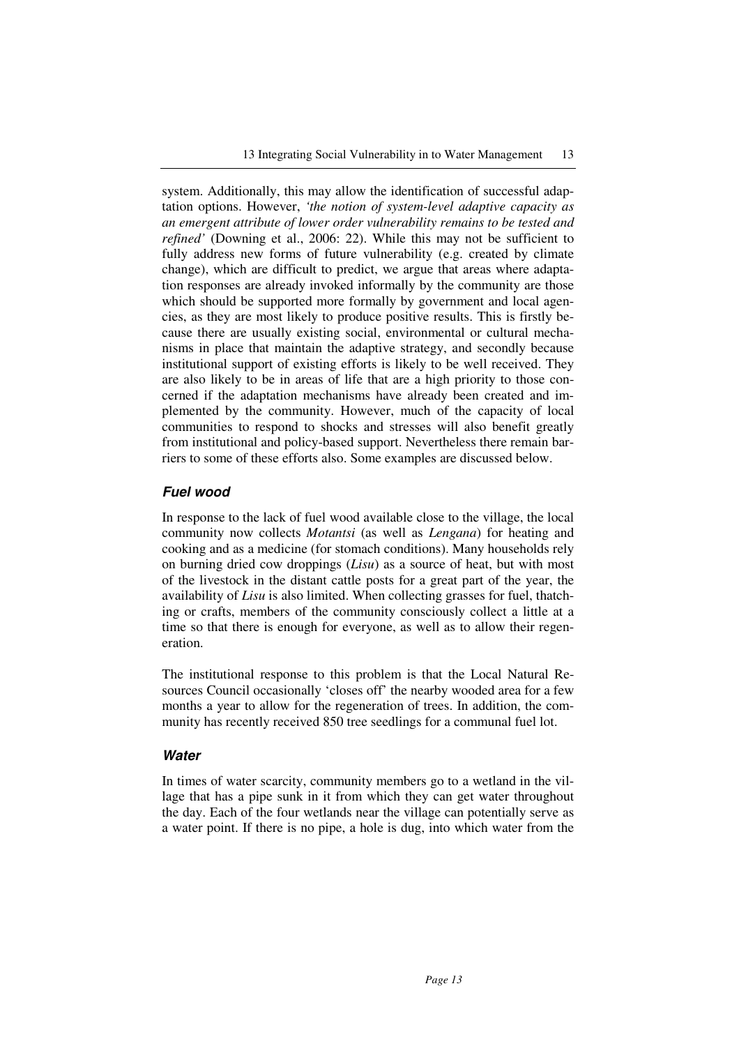system. Additionally, this may allow the identification of successful adaptation options. However, *'the notion of system-level adaptive capacity as an emergent attribute of lower order vulnerability remains to be tested and refined'* (Downing et al., 2006: 22). While this may not be sufficient to fully address new forms of future vulnerability (e.g. created by climate change), which are difficult to predict, we argue that areas where adaptation responses are already invoked informally by the community are those which should be supported more formally by government and local agencies, as they are most likely to produce positive results. This is firstly because there are usually existing social, environmental or cultural mechanisms in place that maintain the adaptive strategy, and secondly because institutional support of existing efforts is likely to be well received. They are also likely to be in areas of life that are a high priority to those concerned if the adaptation mechanisms have already been created and implemented by the community. However, much of the capacity of local communities to respond to shocks and stresses will also benefit greatly from institutional and policy-based support. Nevertheless there remain barriers to some of these efforts also. Some examples are discussed below.

### *Fuel wood*

In response to the lack of fuel wood available close to the village, the local community now collects *Motantsi* (as well as *Lengana*) for heating and cooking and as a medicine (for stomach conditions). Many households rely on burning dried cow droppings (*Lisu*) as a source of heat, but with most of the livestock in the distant cattle posts for a great part of the year, the availability of *Lisu* is also limited. When collecting grasses for fuel, thatching or crafts, members of the community consciously collect a little at a time so that there is enough for everyone, as well as to allow their regeneration.

The institutional response to this problem is that the Local Natural Resources Council occasionally 'closes off' the nearby wooded area for a few months a year to allow for the regeneration of trees. In addition, the community has recently received 850 tree seedlings for a communal fuel lot.

### *Water*

In times of water scarcity, community members go to a wetland in the village that has a pipe sunk in it from which they can get water throughout the day. Each of the four wetlands near the village can potentially serve as a water point. If there is no pipe, a hole is dug, into which water from the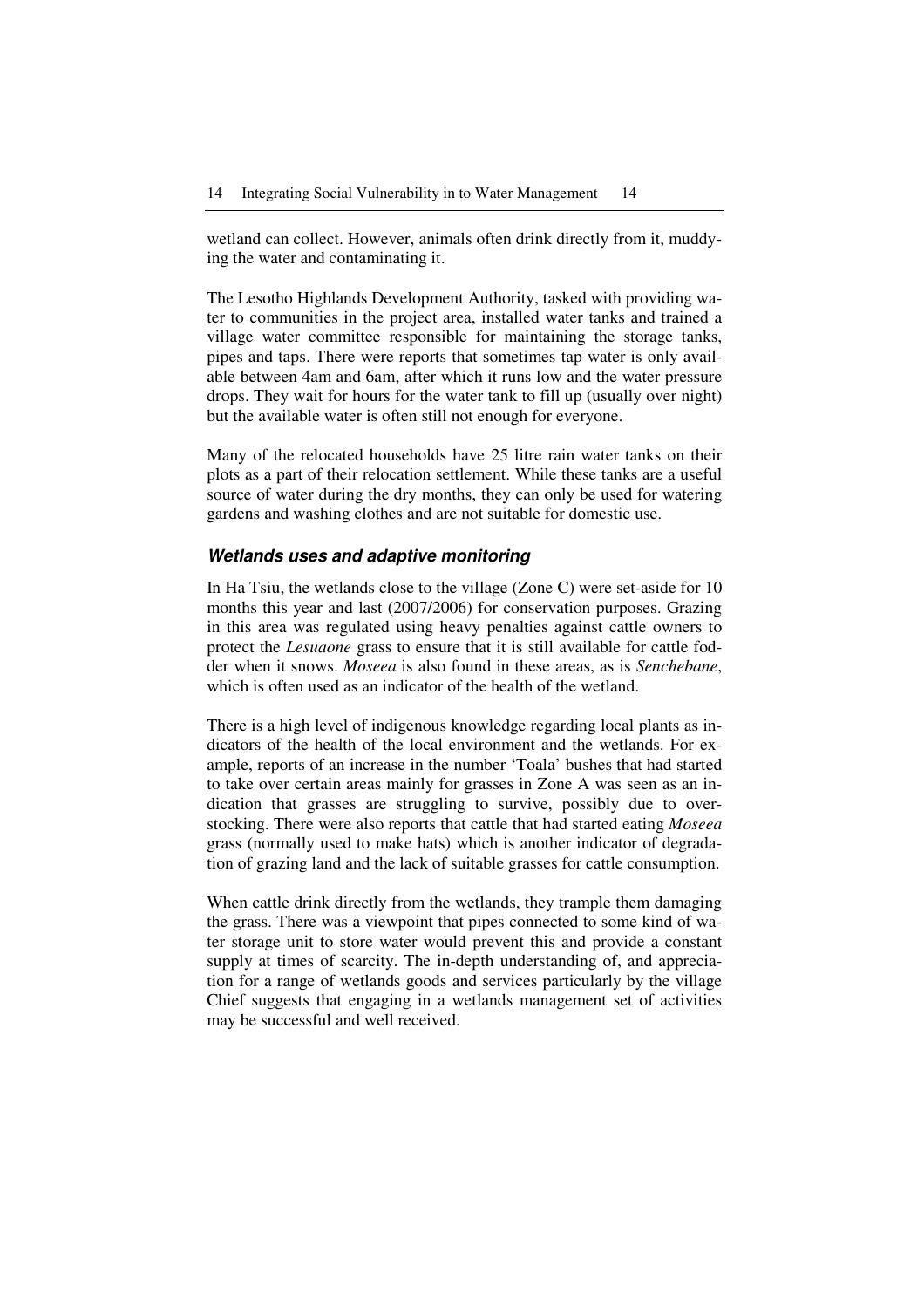wetland can collect. However, animals often drink directly from it, muddying the water and contaminating it.

The Lesotho Highlands Development Authority, tasked with providing water to communities in the project area, installed water tanks and trained a village water committee responsible for maintaining the storage tanks, pipes and taps. There were reports that sometimes tap water is only available between 4am and 6am, after which it runs low and the water pressure drops. They wait for hours for the water tank to fill up (usually over night) but the available water is often still not enough for everyone.

Many of the relocated households have 25 litre rain water tanks on their plots as a part of their relocation settlement. While these tanks are a useful source of water during the dry months, they can only be used for watering gardens and washing clothes and are not suitable for domestic use.

### *Wetlands uses and adaptive monitoring*

In Ha Tsiu, the wetlands close to the village (Zone C) were set-aside for 10 months this year and last (2007/2006) for conservation purposes. Grazing in this area was regulated using heavy penalties against cattle owners to protect the *Lesuaone* grass to ensure that it is still available for cattle fodder when it snows. *Moseea* is also found in these areas, as is *Senchebane*, which is often used as an indicator of the health of the wetland.

There is a high level of indigenous knowledge regarding local plants as indicators of the health of the local environment and the wetlands. For example, reports of an increase in the number 'Toala' bushes that had started to take over certain areas mainly for grasses in Zone A was seen as an indication that grasses are struggling to survive, possibly due to overstocking. There were also reports that cattle that had started eating *Moseea* grass (normally used to make hats) which is another indicator of degradation of grazing land and the lack of suitable grasses for cattle consumption.

When cattle drink directly from the wetlands, they trample them damaging the grass. There was a viewpoint that pipes connected to some kind of water storage unit to store water would prevent this and provide a constant supply at times of scarcity. The in-depth understanding of, and appreciation for a range of wetlands goods and services particularly by the village Chief suggests that engaging in a wetlands management set of activities may be successful and well received.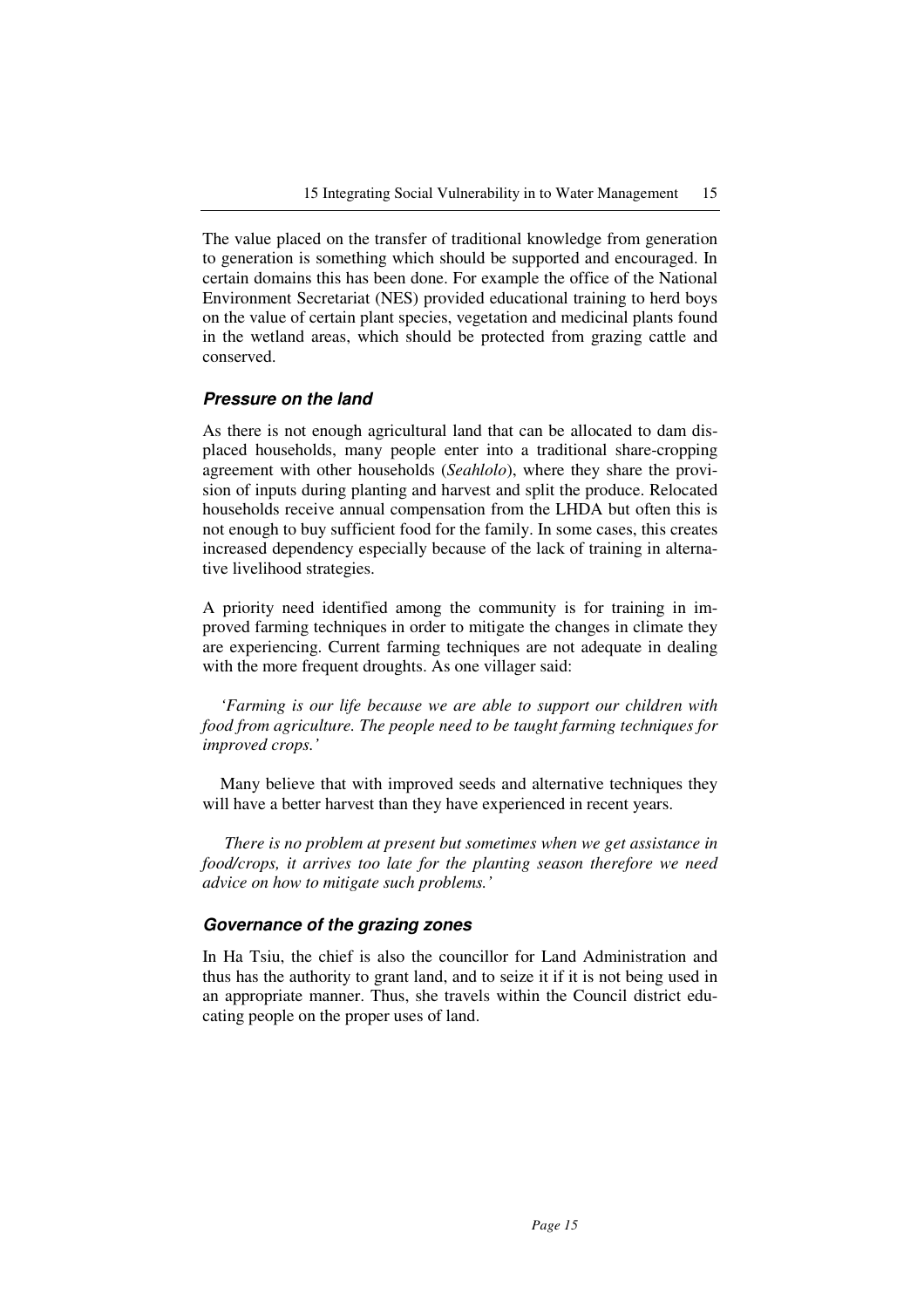The value placed on the transfer of traditional knowledge from generation to generation is something which should be supported and encouraged. In certain domains this has been done. For example the office of the National Environment Secretariat (NES) provided educational training to herd boys on the value of certain plant species, vegetation and medicinal plants found in the wetland areas, which should be protected from grazing cattle and conserved.

### *Pressure on the land*

As there is not enough agricultural land that can be allocated to dam displaced households, many people enter into a traditional share-cropping agreement with other households (*Seahlolo*), where they share the provision of inputs during planting and harvest and split the produce. Relocated households receive annual compensation from the LHDA but often this is not enough to buy sufficient food for the family. In some cases, this creates increased dependency especially because of the lack of training in alternative livelihood strategies.

A priority need identified among the community is for training in improved farming techniques in order to mitigate the changes in climate they are experiencing. Current farming techniques are not adequate in dealing with the more frequent droughts. As one villager said:

*'Farming is our life because we are able to support our children with food from agriculture. The people need to be taught farming techniques for improved crops.'*

Many believe that with improved seeds and alternative techniques they will have a better harvest than they have experienced in recent years.

*There is no problem at present but sometimes when we get assistance in food/crops, it arrives too late for the planting season therefore we need advice on how to mitigate such problems.'*

### *Governance of the grazing zones*

In Ha Tsiu, the chief is also the councillor for Land Administration and thus has the authority to grant land, and to seize it if it is not being used in an appropriate manner. Thus, she travels within the Council district educating people on the proper uses of land.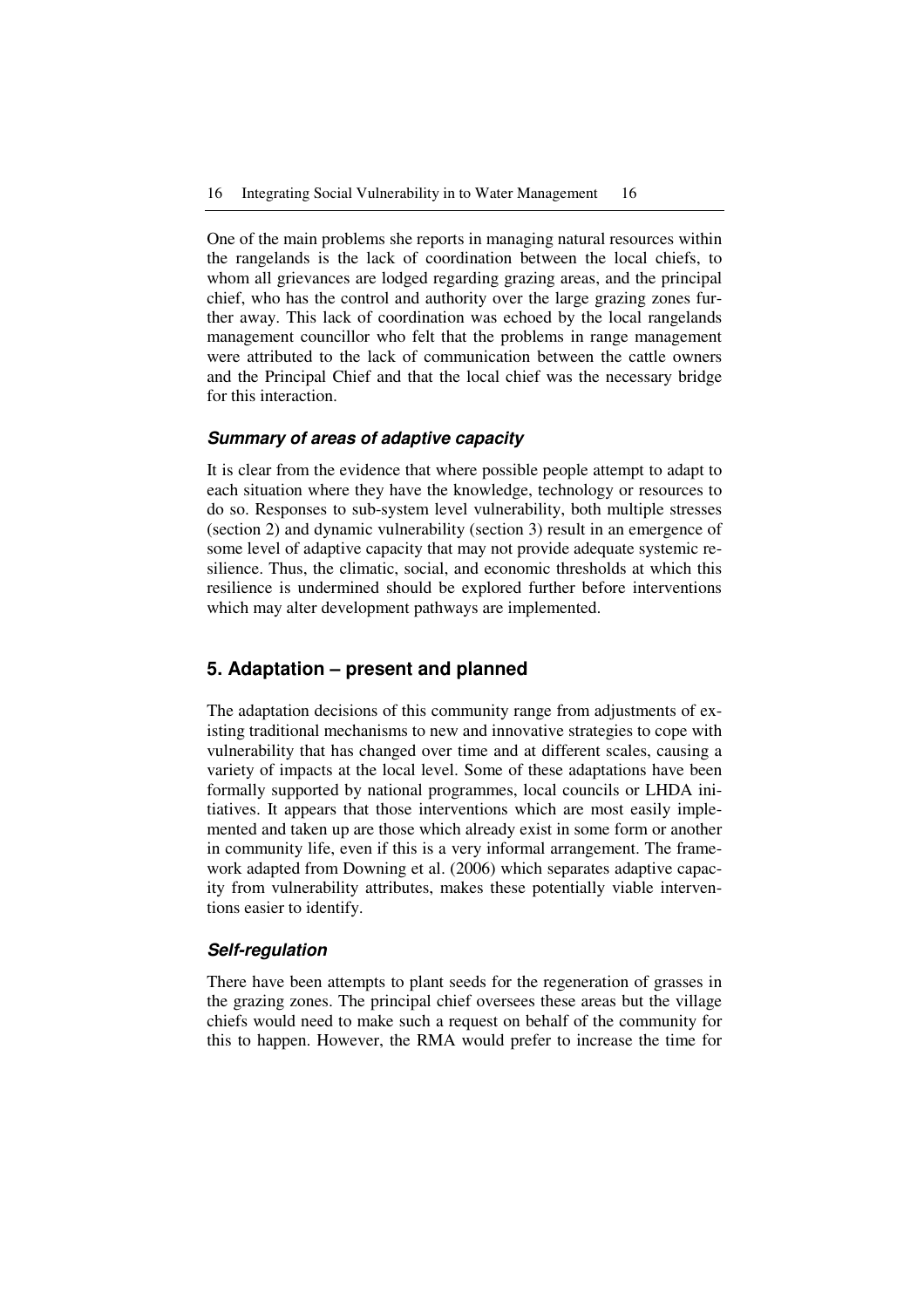One of the main problems she reports in managing natural resources within the rangelands is the lack of coordination between the local chiefs, to whom all grievances are lodged regarding grazing areas, and the principal chief, who has the control and authority over the large grazing zones further away. This lack of coordination was echoed by the local rangelands management councillor who felt that the problems in range management were attributed to the lack of communication between the cattle owners and the Principal Chief and that the local chief was the necessary bridge for this interaction.

### *Summary of areas of adaptive capacity*

It is clear from the evidence that where possible people attempt to adapt to each situation where they have the knowledge, technology or resources to do so. Responses to sub-system level vulnerability, both multiple stresses (section 2) and dynamic vulnerability (section 3) result in an emergence of some level of adaptive capacity that may not provide adequate systemic resilience. Thus, the climatic, social, and economic thresholds at which this resilience is undermined should be explored further before interventions which may alter development pathways are implemented.

## 5. Adaptation – present and planned

The adaptation decisions of this community range from adjustments of existing traditional mechanisms to new and innovative strategies to cope with vulnerability that has changed over time and at different scales, causing a variety of impacts at the local level. Some of these adaptations have been formally supported by national programmes, local councils or LHDA initiatives. It appears that those interventions which are most easily implemented and taken up are those which already exist in some form or another in community life, even if this is a very informal arrangement. The framework adapted from Downing et al. (2006) which separates adaptive capacity from vulnerability attributes, makes these potentially viable interventions easier to identify.

### *Self-regulation*

There have been attempts to plant seeds for the regeneration of grasses in the grazing zones. The principal chief oversees these areas but the village chiefs would need to make such a request on behalf of the community for this to happen. However, the RMA would prefer to increase the time for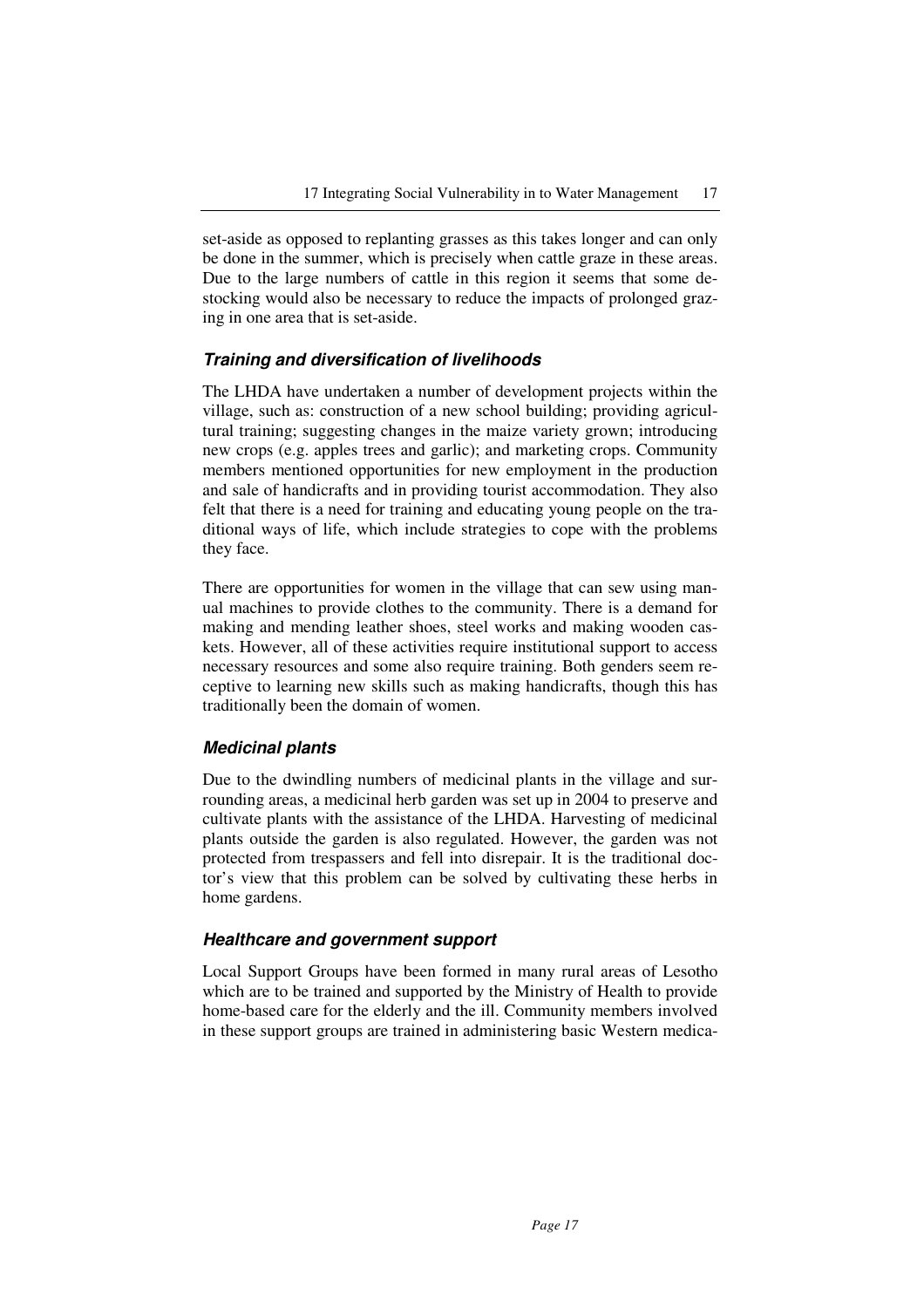set-aside as opposed to replanting grasses as this takes longer and can only be done in the summer, which is precisely when cattle graze in these areas. Due to the large numbers of cattle in this region it seems that some destocking would also be necessary to reduce the impacts of prolonged grazing in one area that is set-aside.

### *Training and diversification of livelihoods*

The LHDA have undertaken a number of development projects within the village, such as: construction of a new school building; providing agricultural training; suggesting changes in the maize variety grown; introducing new crops (e.g. apples trees and garlic); and marketing crops. Community members mentioned opportunities for new employment in the production and sale of handicrafts and in providing tourist accommodation. They also felt that there is a need for training and educating young people on the traditional ways of life, which include strategies to cope with the problems they face.

There are opportunities for women in the village that can sew using manual machines to provide clothes to the community. There is a demand for making and mending leather shoes, steel works and making wooden caskets. However, all of these activities require institutional support to access necessary resources and some also require training. Both genders seem receptive to learning new skills such as making handicrafts, though this has traditionally been the domain of women.

### *Medicinal plants*

Due to the dwindling numbers of medicinal plants in the village and surrounding areas, a medicinal herb garden was set up in 2004 to preserve and cultivate plants with the assistance of the LHDA. Harvesting of medicinal plants outside the garden is also regulated. However, the garden was not protected from trespassers and fell into disrepair. It is the traditional doctor's view that this problem can be solved by cultivating these herbs in home gardens.

### *Healthcare and government support*

Local Support Groups have been formed in many rural areas of Lesotho which are to be trained and supported by the Ministry of Health to provide home-based care for the elderly and the ill. Community members involved in these support groups are trained in administering basic Western medica-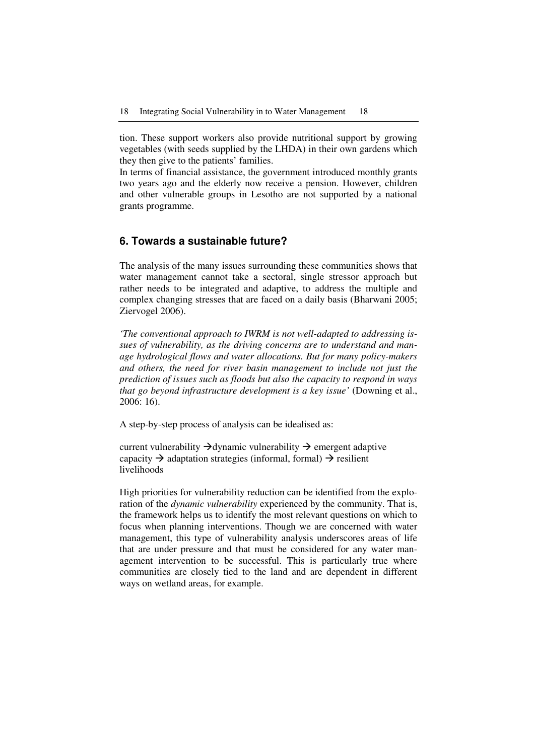tion. These support workers also provide nutritional support by growing vegetables (with seeds supplied by the LHDA) in their own gardens which they then give to the patients' families.

In terms of financial assistance, the government introduced monthly grants two years ago and the elderly now receive a pension. However, children and other vulnerable groups in Lesotho are not supported by a national grants programme.

## 6. Towards a sustainable future?

The analysis of the many issues surrounding these communities shows that water management cannot take a sectoral, single stressor approach but rather needs to be integrated and adaptive, to address the multiple and complex changing stresses that are faced on a daily basis (Bharwani 2005; Ziervogel 2006).

*'The conventional approach to IWRM is not well-adapted to addressing issues of vulnerability, as the driving concerns are to understand and manage hydrological flows and water allocations. But for many policy-makers and others, the need for river basin management to include not just the prediction of issues such as floods but also the capacity to respond in ways that go beyond infrastructure development is a key issue'* (Downing et al., 2006: 16).

A step-by-step process of analysis can be idealised as:

current vulnerability → dynamic vulnerability → emergent adaptive capacity → adaptation strategies (informal, formal) → resilient livelihoods

High priorities for vulnerability reduction can be identified from the exploration of the *dynamic vulnerability* experienced by the community. That is, the framework helps us to identify the most relevant questions on which to focus when planning interventions. Though we are concerned with water management, this type of vulnerability analysis underscores areas of life that are under pressure and that must be considered for any water management intervention to be successful. This is particularly true where communities are closely tied to the land and are dependent in different ways on wetland areas, for example.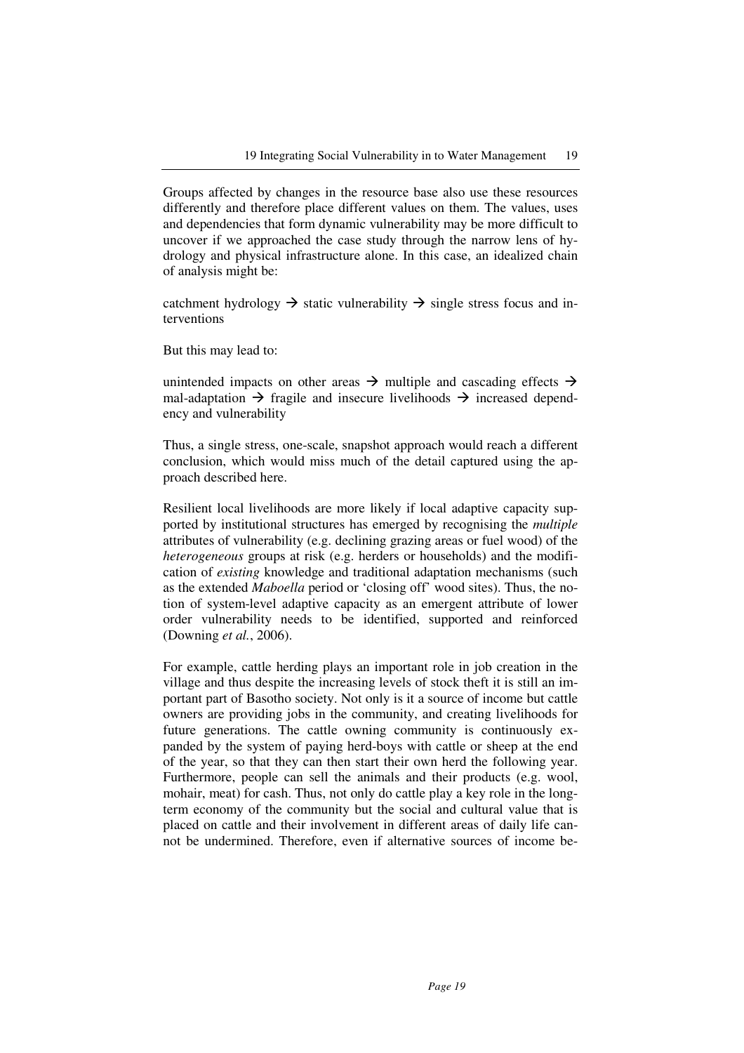Groups affected by changes in the resource base also use these resources differently and therefore place different values on them. The values, uses and dependencies that form dynamic vulnerability may be more difficult to uncover if we approached the case study through the narrow lens of hydrology and physical infrastructure alone. In this case, an idealized chain of analysis might be:

catchment hydrology → static vulnerability → single stress focus and interventions

But this may lead to:

unintended impacts on other areas → multiple and cascading effects → mal-adaptation → fragile and insecure livelihoods → increased dependency and vulnerability

Thus, a single stress, one-scale, snapshot approach would reach a different conclusion, which would miss much of the detail captured using the approach described here.

Resilient local livelihoods are more likely if local adaptive capacity supported by institutional structures has emerged by recognising the *multiple* attributes of vulnerability (e.g. declining grazing areas or fuel wood) of the *heterogeneous* groups at risk (e.g. herders or households) and the modification of *existing* knowledge and traditional adaptation mechanisms (such as the extended *Maboella* period or 'closing off' wood sites). Thus, the notion of system-level adaptive capacity as an emergent attribute of lower order vulnerability needs to be identified, supported and reinforced (Downing *et al.*, 2006).

For example, cattle herding plays an important role in job creation in the village and thus despite the increasing levels of stock theft it is still an important part of Basotho society. Not only is it a source of income but cattle owners are providing jobs in the community, and creating livelihoods for future generations. The cattle owning community is continuously expanded by the system of paying herd-boys with cattle or sheep at the end of the year, so that they can then start their own herd the following year. Furthermore, people can sell the animals and their products (e.g. wool, mohair, meat) for cash. Thus, not only do cattle play a key role in the long-term economy of the community but the social and cultural value that is placed on cattle and their involvement in different areas of daily life cannot be undermined. Therefore, even if alternative sources of income be-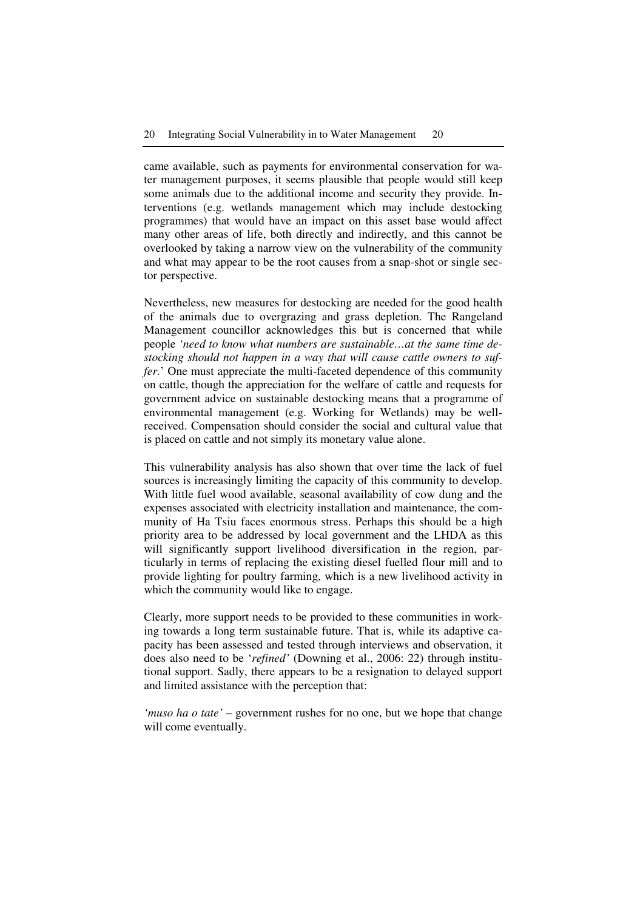came available, such as payments for environmental conservation for water management purposes, it seems plausible that people would still keep some animals due to the additional income and security they provide. Interventions (e.g. wetlands management which may include destocking programmes) that would have an impact on this asset base would affect many other areas of life, both directly and indirectly, and this cannot be overlooked by taking a narrow view on the vulnerability of the community and what may appear to be the root causes from a snap-shot or single sector perspective.

Nevertheless, new measures for destocking are needed for the good health of the animals due to overgrazing and grass depletion. The Rangeland Management councillor acknowledges this but is concerned that while people *'need to know what numbers are sustainable…at the same time destocking should not happen in a way that will cause cattle owners to suffer.*' One must appreciate the multi-faceted dependence of this community on cattle, though the appreciation for the welfare of cattle and requests for government advice on sustainable destocking means that a programme of environmental management (e.g. Working for Wetlands) may be well-received. Compensation should consider the social and cultural value that is placed on cattle and not simply its monetary value alone.

This vulnerability analysis has also shown that over time the lack of fuel sources is increasingly limiting the capacity of this community to develop. With little fuel wood available, seasonal availability of cow dung and the expenses associated with electricity installation and maintenance, the community of Ha Tsiu faces enormous stress. Perhaps this should be a high priority area to be addressed by local government and the LHDA as this will significantly support livelihood diversification in the region, particularly in terms of replacing the existing diesel fuelled flour mill and to provide lighting for poultry farming, which is a new livelihood activity in which the community would like to engage.

Clearly, more support needs to be provided to these communities in working towards a long term sustainable future. That is, while its adaptive capacity has been assessed and tested through interviews and observation, it does also need to be '*refined'* (Downing et al., 2006: 22) through institutional support. Sadly, there appears to be a resignation to delayed support and limited assistance with the perception that:

*'muso ha o tate'* – government rushes for no one, but we hope that change will come eventually.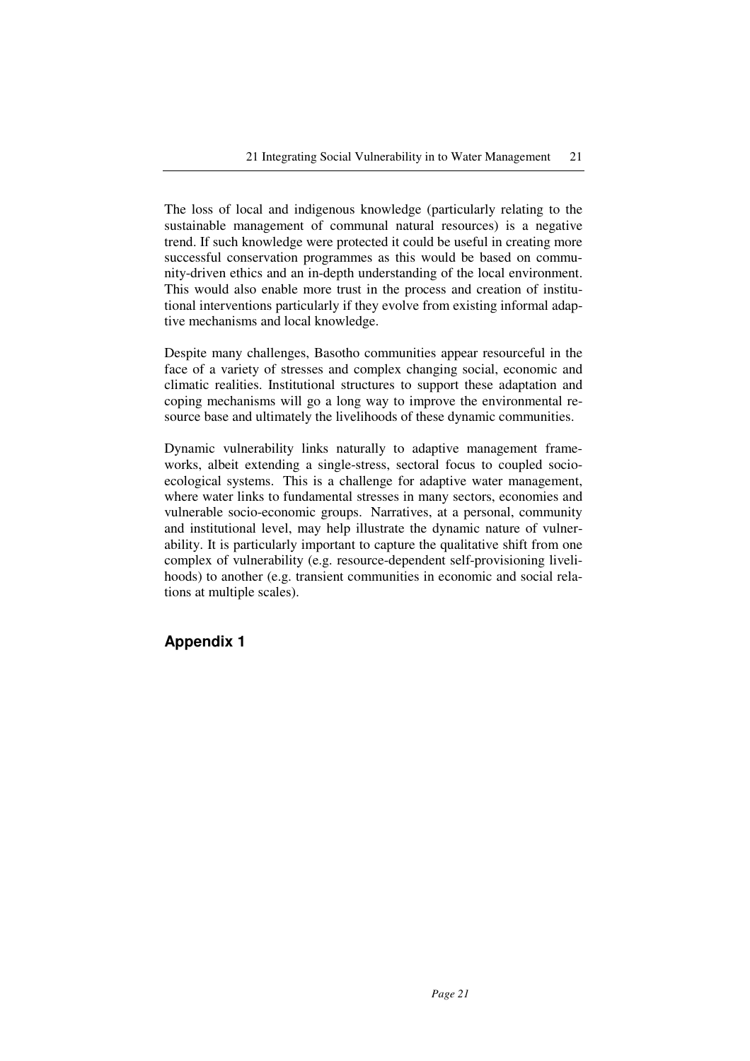The loss of local and indigenous knowledge (particularly relating to the sustainable management of communal natural resources) is a negative trend. If such knowledge were protected it could be useful in creating more successful conservation programmes as this would be based on community-driven ethics and an in-depth understanding of the local environment. This would also enable more trust in the process and creation of institutional interventions particularly if they evolve from existing informal adaptive mechanisms and local knowledge.

Despite many challenges, Basotho communities appear resourceful in the face of a variety of stresses and complex changing social, economic and climatic realities. Institutional structures to support these adaptation and coping mechanisms will go a long way to improve the environmental resource base and ultimately the livelihoods of these dynamic communities.

Dynamic vulnerability links naturally to adaptive management frameworks, albeit extending a single-stress, sectoral focus to coupled socio-ecological systems. This is a challenge for adaptive water management, where water links to fundamental stresses in many sectors, economies and vulnerable socio-economic groups. Narratives, at a personal, community and institutional level, may help illustrate the dynamic nature of vulnerability. It is particularly important to capture the qualitative shift from one complex of vulnerability (e.g. resource-dependent self-provisioning livelihoods) to another (e.g. transient communities in economic and social relations at multiple scales).

## Appendix 1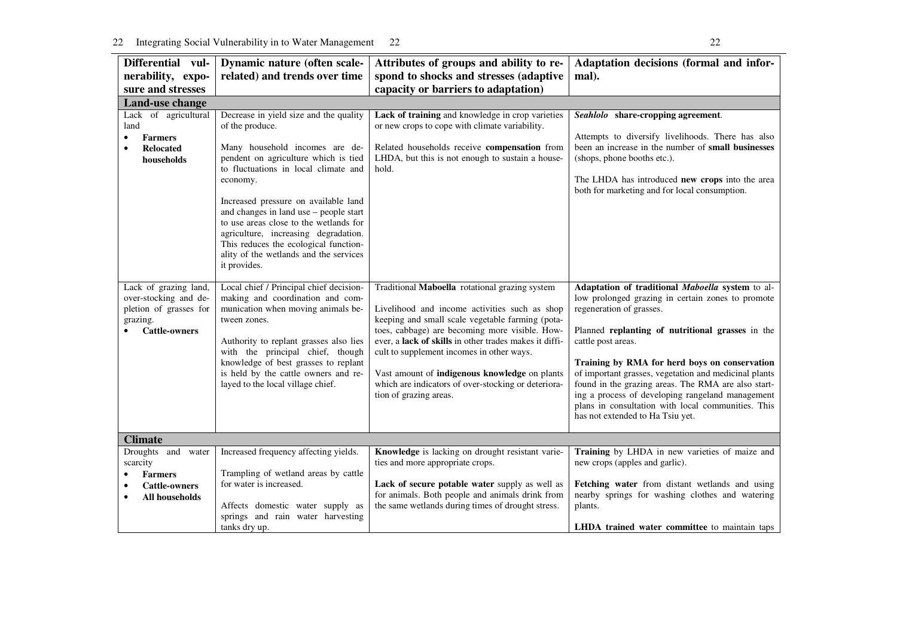| Differential vulnerability, exposure and stresses | Dynamic nature (often scale-related) and trends over time | Attributes of groups and ability to respond to shocks and stresses (adaptive capacity or barriers to adaptation) | Adaptation decisions (formal and informal). |
|---|---|---|---|
| **Land-use change** | | | |
| Lack of agricultural land<br>• **Farmers**<br>• **Relocated households** | Decrease in yield size and the quality of the produce.<br><br>Many household incomes are dependent on agriculture which is tied to fluctuations in local climate and economy.<br><br>Increased pressure on available land and changes in land use – people start to use areas close to the wetlands for agriculture, increasing degradation. This reduces the ecological functionality of the wetlands and the services it provides. | **Lack of training** and knowledge in crop varieties or new crops to cope with climate variability.<br><br>Related households receive **compensation** from LHDA, but this is not enough to sustain a household. | ***Seahlolo*** **share-cropping agreement**.<br><br>Attempts to diversify livelihoods. There has also been an increase in the number of **small businesses** (shops, phone booths etc.).<br><br>The LHDA has introduced **new crops** into the area both for marketing and for local consumption. |
| Lack of grazing land, over-stocking and depletion of grasses for grazing.<br>• **Cattle-owners** | Local chief / Principal chief decision-making and coordination and communication when moving animals between zones.<br><br>Authority to replant grasses also lies with the principal chief, though knowledge of best grasses to replant is held by the cattle owners and relayed to the local village chief. | Traditional **Maboella** rotational grazing system<br><br>Livelihood and income activities such as shop keeping and small scale vegetable farming (potatoes, cabbage) are becoming more visible. However, a **lack of skills** in other trades makes it difficult to supplement incomes in other ways.<br><br>Vast amount of **indigenous knowledge** on plants which are indicators of over-stocking or deterioration of grazing areas. | **Adaptation of traditional *Maboella* system** to allow prolonged grazing in certain zones to promote regeneration of grasses.<br><br>Planned **replanting of nutritional grasses** in the cattle post areas.<br><br>**Training by RMA for herd boys on conservation** of important grasses, vegetation and medicinal plants found in the grazing areas. The RMA are also starting a process of developing rangeland management plans in consultation with local communities. This has not extended to Ha Tsiu yet. |
| **Climate** | | | |
| Droughts and water scarcity<br>• **Farmers**<br>• **Cattle-owners**<br>• **All households** | Increased frequency affecting yields.<br><br>Trampling of wetland areas by cattle for water is increased.<br><br>Affects domestic water supply as springs and rain water harvesting tanks dry up. | **Knowledge** is lacking on drought resistant varieties and more appropriate crops.<br><br>**Lack of secure potable water** supply as well as for animals. Both people and animals drink from the same wetlands during times of drought stress. | **Training** by LHDA in new varieties of maize and new crops (apples and garlic).<br><br>**Fetching water** from distant wetlands and using nearby springs for washing clothes and watering plants.<br><br>**LHDA trained water committee** to maintain taps |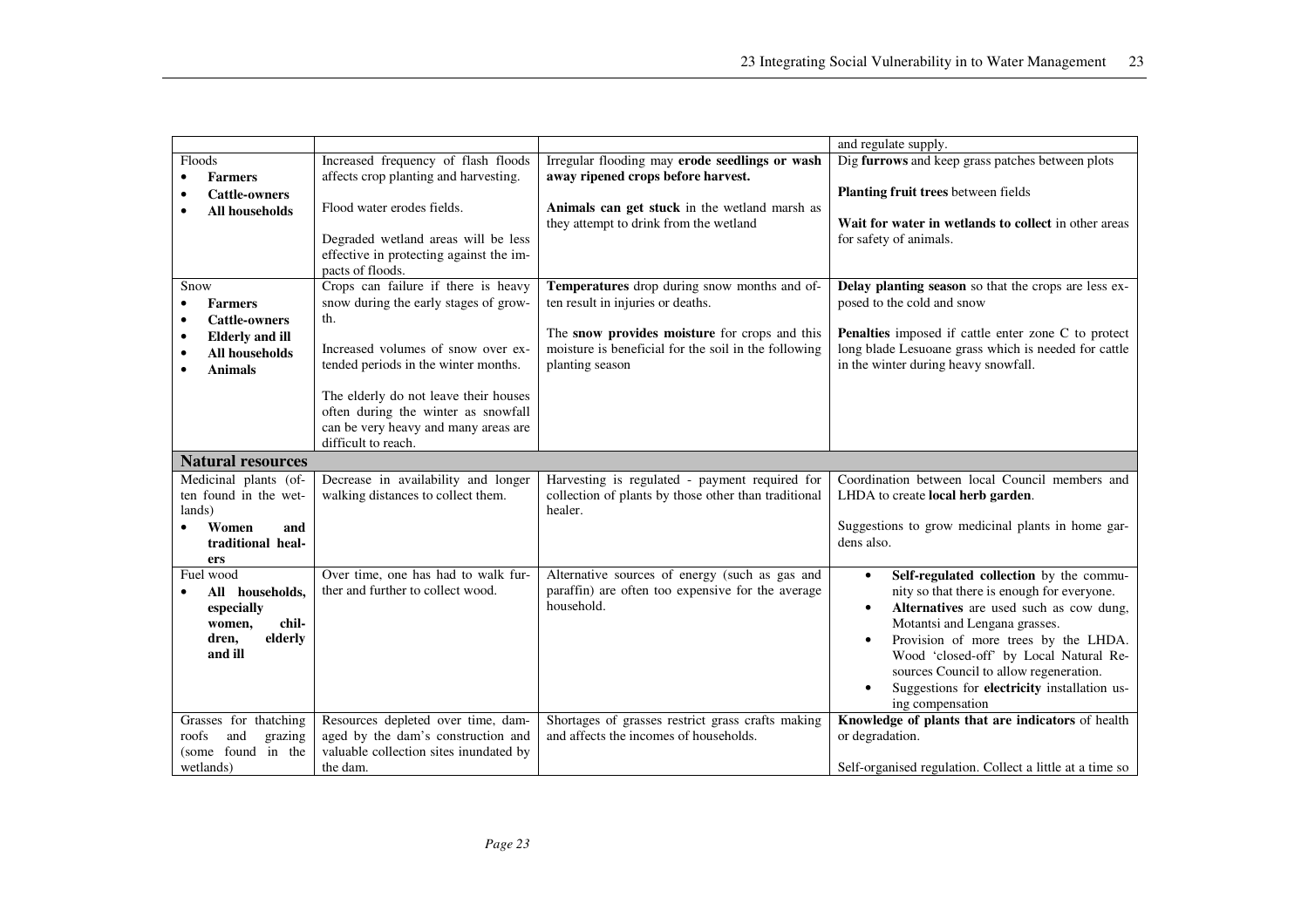| | | | |
|---|---|---|---|
| | | | and regulate supply. |
| Floods<br>• **Farmers**<br>• **Cattle-owners**<br>• **All households** | Increased frequency of flash floods affects crop planting and harvesting.<br><br>Flood water erodes fields.<br><br>Degraded wetland areas will be less effective in protecting against the impacts of floods. | Irregular flooding may **erode seedlings or wash away ripened crops before harvest.**<br><br>**Animals can get stuck** in the wetland marsh as they attempt to drink from the wetland | Dig **furrows** and keep grass patches between plots<br><br>**Planting fruit trees** between fields<br><br>**Wait for water in wetlands to collect** in other areas for safety of animals. |
| Snow<br>• **Farmers**<br>• **Cattle-owners**<br>• **Elderly and ill**<br>• **All households**<br>• **Animals** | Crops can failure if there is heavy snow during the early stages of growth.<br><br>Increased volumes of snow over extended periods in the winter months.<br><br>The elderly do not leave their houses often during the winter as snowfall can be very heavy and many areas are difficult to reach. | **Temperatures** drop during snow months and often result in injuries or deaths.<br><br>The **snow provides moisture** for crops and this moisture is beneficial for the soil in the following planting season | **Delay planting season** so that the crops are less exposed to the cold and snow<br><br>**Penalties** imposed if cattle enter zone C to protect long blade Lesuoane grass which is needed for cattle in the winter during heavy snowfall. |
| **Natural resources** | | | |
| Medicinal plants (often found in the wetlands)<br>• **Women and traditional healers** | Decrease in availability and longer walking distances to collect them. | Harvesting is regulated - payment required for collection of plants by those other than traditional healer. | Coordination between local Council members and LHDA to create **local herb garden**.<br><br>Suggestions to grow medicinal plants in home gardens also. |
| Fuel wood<br>• **All households, especially women, children, elderly and ill** | Over time, one has had to walk further and further to collect wood. | Alternative sources of energy (such as gas and paraffin) are often too expensive for the average household. | • **Self-regulated collection** by the community so that there is enough for everyone.<br>• **Alternatives** are used such as cow dung, Motantsi and Lengana grasses.<br>• Provision of more trees by the LHDA. Wood 'closed-off' by Local Natural Resources Council to allow regeneration.<br>• Suggestions for **electricity** installation using compensation |
| Grasses for thatching roofs and grazing (some found in the wetlands) | Resources depleted over time, damaged by the dam's construction and valuable collection sites inundated by the dam. | Shortages of grasses restrict grass crafts making and affects the incomes of households. | **Knowledge of plants that are indicators** of health or degradation.<br><br>Self-organised regulation. Collect a little at a time so |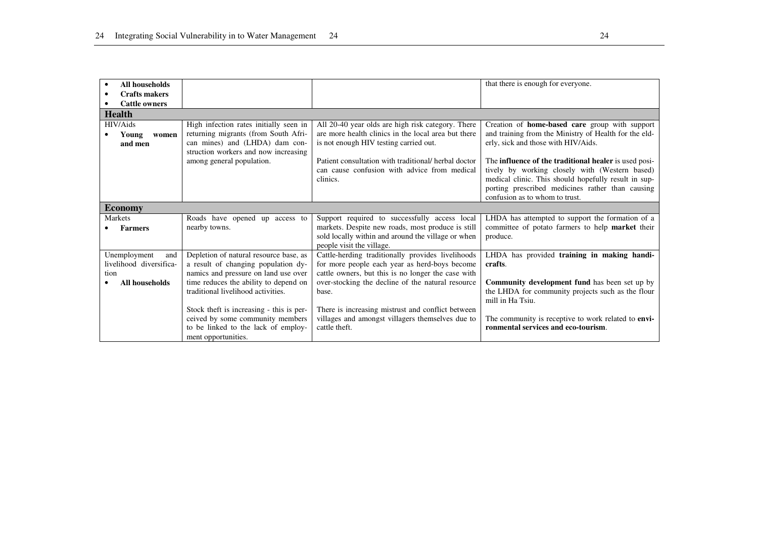| | | | |
|---|---|---|---|
| • **All households**<br>• **Crafts makers**<br>• **Cattle owners** | | | that there is enough for everyone. |
| **Health** | | | |
| HIV/Aids<br>• **Young women and men** | High infection rates initially seen in returning migrants (from South African mines) and (LHDA) dam construction workers and now increasing among general population. | All 20-40 year olds are high risk category. There are more health clinics in the local area but there is not enough HIV testing carried out.<br><br>Patient consultation with traditional/ herbal doctor can cause confusion with advice from medical clinics. | Creation of **home-based care** group with support and training from the Ministry of Health for the elderly, sick and those with HIV/Aids.<br><br>The **influence of the traditional healer** is used positively by working closely with (Western based) medical clinic. This should hopefully result in supporting prescribed medicines rather than causing confusion as to whom to trust. |
| **Economy** | | | |
| Markets<br>• **Farmers** | Roads have opened up access to nearby towns. | Support required to successfully access local markets. Despite new roads, most produce is still sold locally within and around the village or when people visit the village. | LHDA has attempted to support the formation of a committee of potato farmers to help **market** their produce. |
| Unemployment and livelihood diversification<br>• **All households** | Depletion of natural resource base, as a result of changing population dynamics and pressure on land use over time reduces the ability to depend on traditional livelihood activities.<br><br>Stock theft is increasing - this is perceived by some community members to be linked to the lack of employment opportunities. | Cattle-herding traditionally provides livelihoods for more people each year as herd-boys become cattle owners, but this is no longer the case with over-stocking the decline of the natural resource base.<br><br>There is increasing mistrust and conflict between villages and amongst villagers themselves due to cattle theft. | LHDA has provided **training in making handicrafts**.<br><br>**Community development fund** has been set up by the LHDA for community projects such as the flour mill in Ha Tsiu.<br><br>The community is receptive to work related to **environmental services and eco-tourism**. |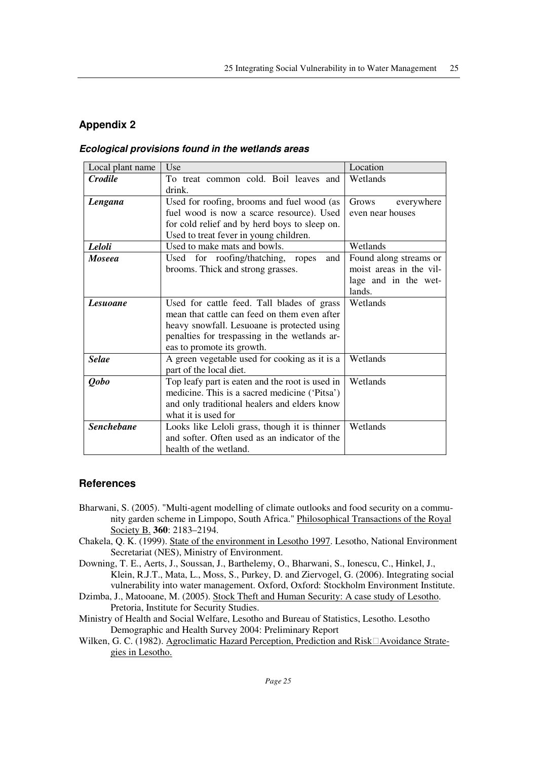## Appendix 2

### *Ecological provisions found in the wetlands areas*

| Local plant name | Use | Location |
|---|---|---|
| ***Crodile*** | To treat common cold. Boil leaves and drink. | Wetlands |
| ***Lengana*** | Used for roofing, brooms and fuel wood (as fuel wood is now a scarce resource). Used for cold relief and by herd boys to sleep on. Used to treat fever in young children. | Grows everywhere even near houses |
| ***Leloli*** | Used to make mats and bowls. | Wetlands |
| ***Moseea*** | Used for roofing/thatching, ropes and brooms. Thick and strong grasses. | Found along streams or moist areas in the village and in the wetlands. |
| ***Lesuoane*** | Used for cattle feed. Tall blades of grass mean that cattle can feed on them even after heavy snowfall. Lesuoane is protected using penalties for trespassing in the wetlands areas to promote its growth. | Wetlands |
| ***Selae*** | A green vegetable used for cooking as it is a part of the local diet. | Wetlands |
| ***Qobo*** | Top leafy part is eaten and the root is used in medicine. This is a sacred medicine ('Pitsa') and only traditional healers and elders know what it is used for | Wetlands |
| ***Senchebane*** | Looks like Leloli grass, though it is thinner and softer. Often used as an indicator of the health of the wetland. | Wetlands |

## References

Bharwani, S. (2005). "Multi-agent modelling of climate outlooks and food security on a community garden scheme in Limpopo, South Africa." Philosophical Transactions of the Royal Society B. **360**: 2183–2194.

Chakela, Q. K. (1999). State of the environment in Lesotho 1997. Lesotho, National Environment Secretariat (NES), Ministry of Environment.

Downing, T. E., Aerts, J., Soussan, J., Barthelemy, O., Bharwani, S., Ionescu, C., Hinkel, J., Klein, R.J.T., Mata, L., Moss, S., Purkey, D. and Ziervogel, G. (2006). Integrating social vulnerability into water management. Oxford, Oxford: Stockholm Environment Institute.

Dzimba, J., Matooane, M. (2005). Stock Theft and Human Security: A case study of Lesotho. Pretoria, Institute for Security Studies.

Ministry of Health and Social Welfare, Lesotho and Bureau of Statistics, Lesotho. Lesotho Demographic and Health Survey 2004: Preliminary Report

Wilken, G. C. (1982). Agroclimatic Hazard Perception, Prediction and Risk Avoidance Strategies in Lesotho.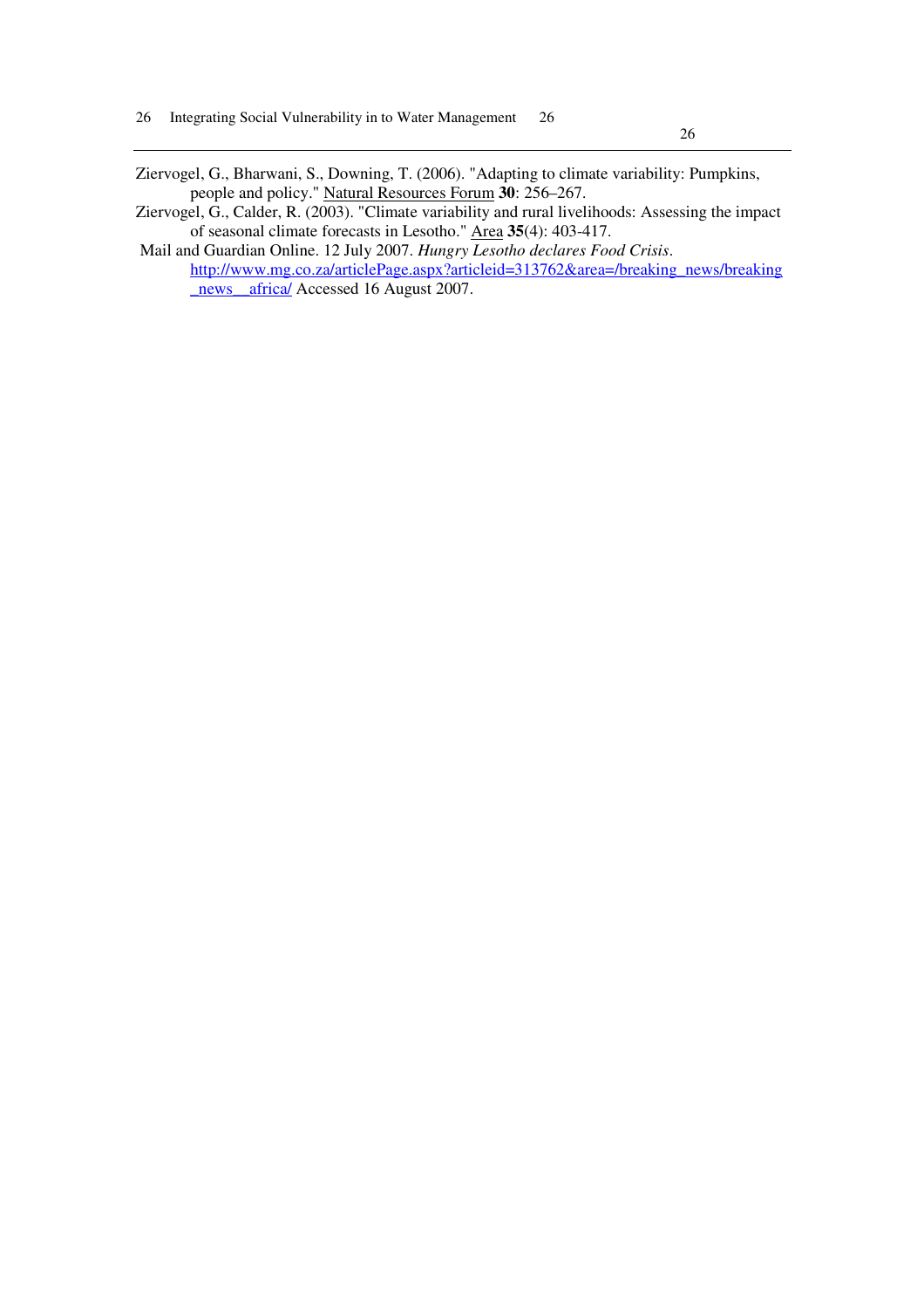Ziervogel, G., Bharwani, S., Downing, T. (2006). "Adapting to climate variability: Pumpkins, people and policy." Natural Resources Forum **30**: 256–267.

Ziervogel, G., Calder, R. (2003). "Climate variability and rural livelihoods: Assessing the impact of seasonal climate forecasts in Lesotho." Area **35**(4): 403-417.

Mail and Guardian Online. 12 July 2007. *Hungry Lesotho declares Food Crisis*. http://www.mg.co.za/articlePage.aspx?articleid=313762&area=/breaking_news/breaking_news__africa/ Accessed 16 August 2007.